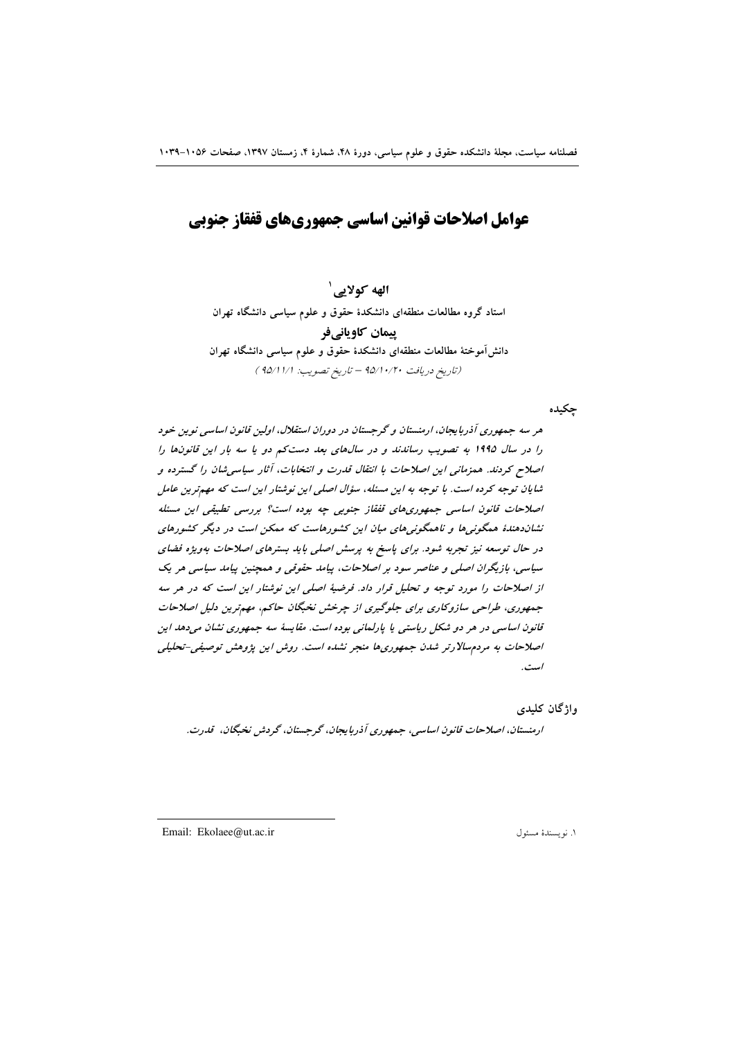# عوامل اصلاحات قوانین اساسی جمهوری‌های قفقاز جنوبی

**الهه کولایی** [1]

استاد گروه مطالعات منطقه‌ای دانشکدهٔ حقوق و علوم سیاسی دانشگاه تهران

**پیمان کاویانی‌فر**

دانش‌آموختهٔ مطالعات منطقه‌ای دانشکدهٔ حقوق و علوم سیاسی دانشگاه تهران

(تاریخ دریافت ۹۵/۱۰/۲۰ – تاریخ تصویب: ۹۵/۱۱/۱)

## چکیده

*هر سه جمهوری آذربایجان، ارمنستان و گرجستان در دوران استقلال، اولین قانون اساسی نوین خود را در سال ۱۹۹۵ به تصویب رساندند و در سال‌های بعد دست‌کم دو یا سه بار این قانون‌ها را اصلاح کردند. همزمانی این اصلاحات با انتقال قدرت و انتخابات، آثار سیاسی‌شان را گسترده و شایان توجه کرده است. با توجه به این مسئله، سؤال اصلی این نوشتار این است که مهم‌ترین عامل اصلاحات قانون اساسی جمهوری‌های قفقاز جنوبی چه بوده است؟ بررسی تطبیقی این مسئله نشان‌دهندهٔ همگونی‌ها و ناهمگونی‌های میان این کشورهاست که ممکن است در دیگر کشورهای در حال توسعه نیز تجربه شود. برای پاسخ به پرسش اصلی باید بسترهای اصلاحات به‌ویژه فضای سیاسی، بازیگران اصلی و عناصر سود بر اصلاحات، پیامد حقوقی و همچنین پیامد سیاسی هر یک از اصلاحات را مورد توجه و تحلیل قرار داد. فرضیهٔ اصلی این نوشتار این است که در هر سه جمهوری، طراحی سازوکاری برای جلوگیری از چرخش نخبگان حاکم، مهم‌ترین دلیل اصلاحات قانون اساسی در هر دو شکل ریاستی یا پارلمانی بوده است. مقایسهٔ سه جمهوری نشان می‌دهد این اصلاحات به مردم‌سالارتر شدن جمهوری‌ها منجر نشده است. روش این پژوهش توصیفی–تحلیلی است.*

## واژگان کلیدی

*ارمنستان، اصلاحات قانون اساسی، جمهوری آذربایجان، گرجستان، گردش نخبگان، قدرت.*

---

[1] نویسندهٔ مسئول — Email: Ekolaee@ut.ac.ir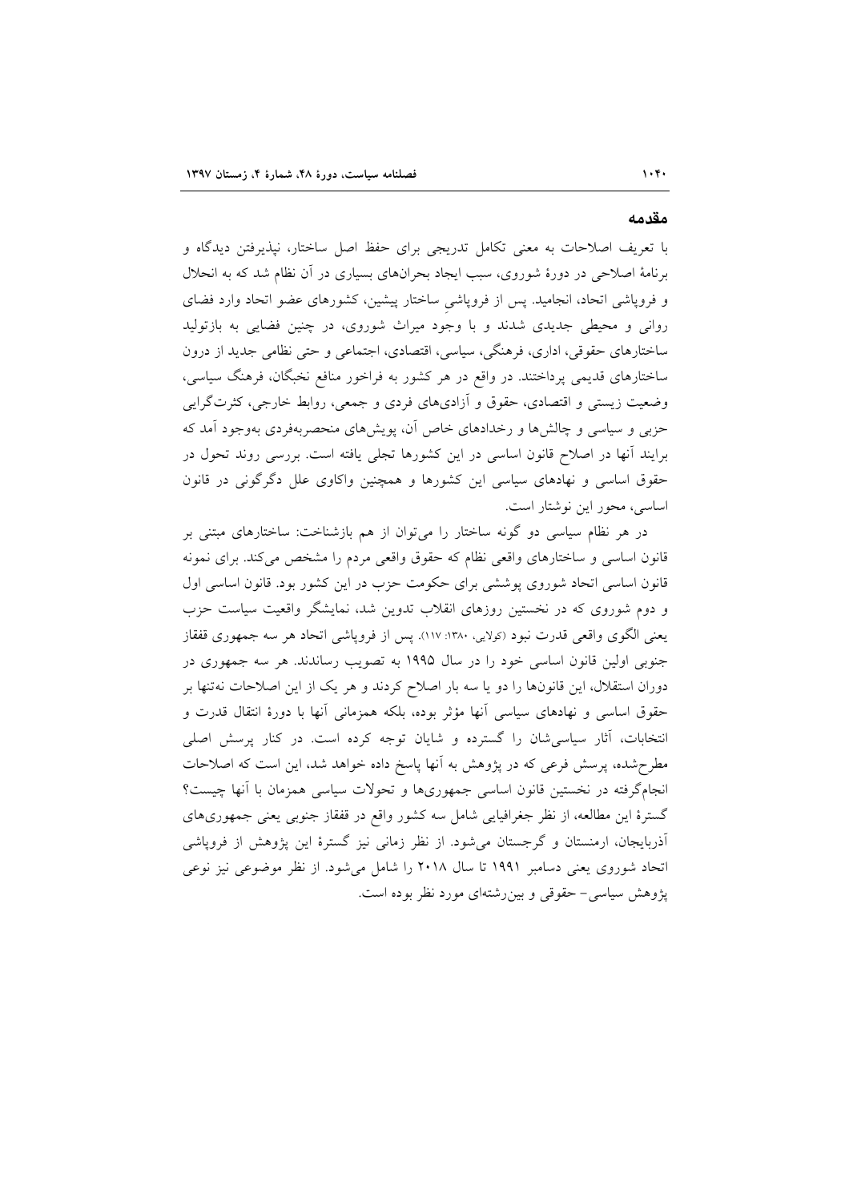## مقدمه

با تعریف اصلاحات به معنی تکامل تدریجی برای حفظ اصل ساختار، نپذیرفتن دیدگاه و برنامهٔ اصلاحی در دورهٔ شوروی، سبب ایجاد بحران‌های بسیاری در آن نظام شد که به انحلال و فروپاشی اتحاد، انجامید. پس از فروپاشیِ ساختار پیشین، کشورهای عضو اتحاد وارد فضای روانی و محیطی جدیدی شدند و با وجود میراث شوروی، در چنین فضایی به بازتولید ساختارهای حقوقی، اداری، فرهنگی، سیاسی، اقتصادی، اجتماعی و حتی نظامی جدید از درون ساختارهای قدیمی پرداختند. در واقع در هر کشور به فراخور منافع نخبگان، فرهنگ سیاسی، وضعیت زیستی و اقتصادی، حقوق و آزادی‌های فردی و جمعی، روابط خارجی، کثرت‌گرایی حزبی و سیاسی و چالش‌ها و رخدادهای خاص آن، پویش‌های منحصربه‌فردی به‌وجود آمد که برایند آنها در اصلاح قانون اساسی در این کشورها تجلی یافته است. بررسی روند تحول در حقوق اساسی و نهادهای سیاسی این کشورها و همچنین واکاوی علل دگرگونی در قانون اساسی، محور این نوشتار است.

در هر نظام سیاسی دو گونه ساختار را می‌توان از هم بازشناخت: ساختارهای مبتنی بر قانون اساسی و ساختارهای واقعی نظام که حقوق واقعی مردم را مشخص می‌کند. برای نمونه قانون اساسی اتحاد شوروی پوششی برای حکومت حزب در این کشور بود. قانون اساسی اول و دوم شوروی که در نخستین روزهای انقلاب تدوین شد، نمایشگر واقعیت سیاست حزب یعنی الگوی واقعی قدرت نبود (کولایی، ۱۳۸۰: ۱۱۷). پس از فروپاشی اتحاد هر سه جمهوری قفقاز جنوبی اولین قانون اساسی خود را در سال ۱۹۹۵ به تصویب رساندند. هر سه جمهوری در دوران استقلال، این قانون‌ها را دو یا سه بار اصلاح کردند و هر یک از این اصلاحات نه‌تنها بر حقوق اساسی و نهادهای سیاسی آنها مؤثر بوده، بلکه همزمانی آنها با دورهٔ انتقال قدرت و انتخابات، آثار سیاسی‌شان را گسترده و شایان توجه کرده است. در کنار پرسش اصلی مطرح‌شده، پرسش فرعی که در پژوهش به آنها پاسخ داده خواهد شد، این است که اصلاحات انجام‌گرفته در نخستین قانون اساسی جمهوری‌ها و تحولات سیاسی همزمان با آنها چیست؟ گسترهٔ این مطالعه، از نظر جغرافیایی شامل سه کشور واقع در قفقاز جنوبی یعنی جمهوری‌های آذربایجان، ارمنستان و گرجستان می‌شود. از نظر زمانی نیز گسترهٔ این پژوهش از فروپاشی اتحاد شوروی یعنی دسامبر ۱۹۹۱ تا سال ۲۰۱۸ را شامل می‌شود. از نظر موضوعی نیز نوعی پژوهش سیاسی- حقوقی و بین‌رشته‌ای مورد نظر بوده است.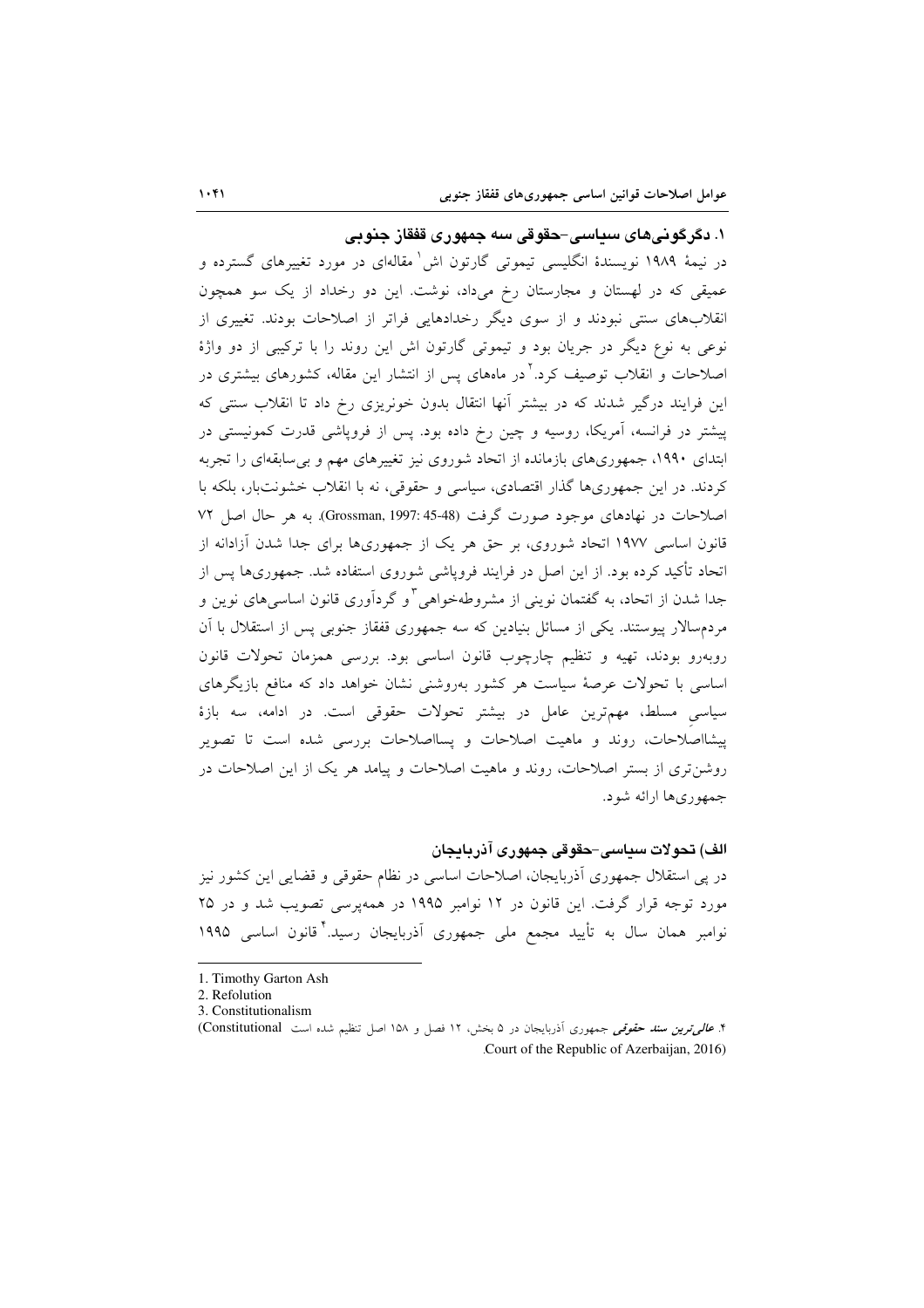## ۱. دگرگونی‌های سیاسی-حقوقی سه جمهوری قفقاز جنوبی

در نیمهٔ ۱۹۸۹ نویسندهٔ انگلیسی تیموتی گارتون اش[1] مقاله‌ای در مورد تغییرهای گسترده و عمیقی که در لهستان و مجارستان رخ می‌داد، نوشت. این دو رخداد از یک سو همچون انقلاب‌های سنتی نبودند و از سوی دیگر رخدادهایی فراتر از اصلاحات بودند. تغییری از نوعی به نوع دیگر در جریان بود و تیموتی گارتون اش این روند را با ترکیبی از دو واژهٔ اصلاحات و انقلاب توصیف کرد.[2] در ماه‌های پس از انتشار این مقاله، کشورهای بیشتری در این فرایند درگیر شدند که در بیشتر آنها انتقال بدون خونریزی رخ داد تا انقلاب سنتی که پیشتر در فرانسه، آمریکا، روسیه و چین رخ داده بود. پس از فروپاشی قدرت کمونیستی در ابتدای ۱۹۹۰، جمهوری‌های بازمانده از اتحاد شوروی نیز تغییرهای مهم و بی‌سابقه‌ای را تجربه کردند. در این جمهوری‌ها گذار اقتصادی، سیاسی و حقوقی، نه با انقلاب خشونت‌بار، بلکه با اصلاحات در نهادهای موجود صورت گرفت (Grossman, 1997: 45-48). به هر حال اصل ۷۲ قانون اساسی ۱۹۷۷ اتحاد شوروی، بر حق هر یک از جمهوری‌ها برای جدا شدن آزادانه از اتحاد تأکید کرده بود. از این اصل در فرایند فروپاشی شوروی استفاده شد. جمهوری‌ها پس از جدا شدن از اتحاد، به گفتمان نوینی از مشروطه‌خواهی[3] و گردآوری قانون اساسی‌های نوین و مردم‌سالار پیوستند. یکی از مسائل بنیادین که سه جمهوری قفقاز جنوبی پس از استقلال با آن روبه‌رو بودند، تهیه و تنظیم چارچوب قانون اساسی بود. بررسی همزمان تحولات قانون اساسی با تحولات عرصهٔ سیاست هر کشور به‌روشنی نشان خواهد داد که منافع بازیگرهای سیاسیِ مسلط، مهم‌ترین عامل در بیشتر تحولات حقوقی است. در ادامه، سه بازهٔ پیشااصلاحات، روند و ماهیت اصلاحات و پسااصلاحات بررسی شده است تا تصویر روشن‌تری از بستر اصلاحات، روند و ماهیت اصلاحات و پیامد هر یک از این اصلاحات در جمهوری‌ها ارائه شود.

### الف) تحولات سیاسی-حقوقی جمهوری آذربایجان

در پی استقلال جمهوری آذربایجان، اصلاحات اساسی در نظام حقوقی و قضایی این کشور نیز مورد توجه قرار گرفت. این قانون در ۱۲ نوامبر ۱۹۹۵ در همه‌پرسی تصویب شد و در ۲۵ نوامبر همان سال به تأیید مجمع ملی جمهوری آذربایجان رسید.[4] قانون اساسی ۱۹۹۵

---

1. Timothy Garton Ash
2. Refolution
3. Constitutionalism
4. ***عالی‌ترین سند حقوقی*** جمهوری آذربایجان در ۵ بخش، ۱۲ فصل و ۱۵۸ اصل تنظیم شده است (Constitutional Court of the Republic of Azerbaijan, 2016).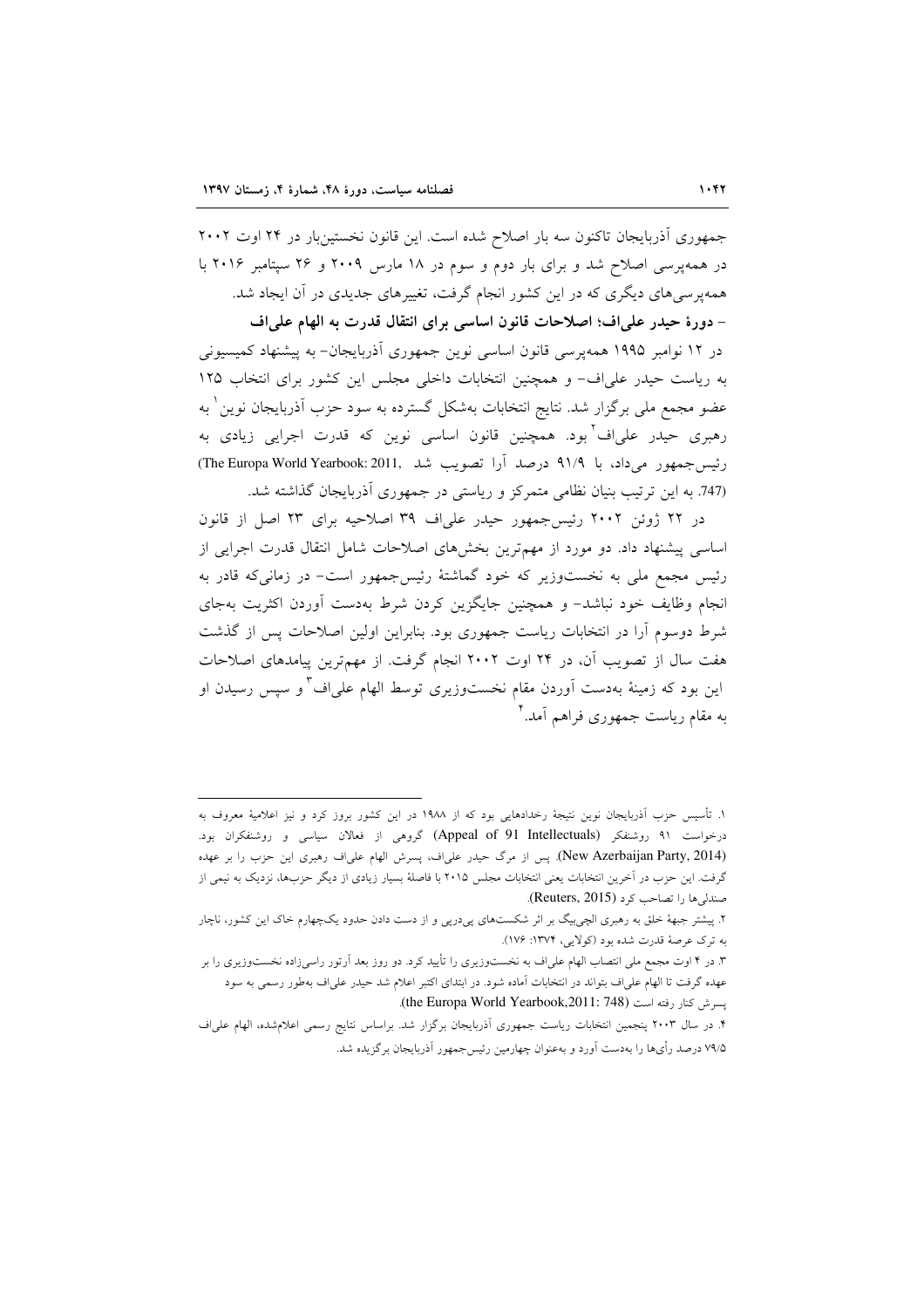جمهوری آذربایجان تاکنون سه بار اصلاح شده است. این قانون نخستین‌بار در ۲۴ اوت ۲۰۰۲ در همه‌پرسی اصلاح شد و برای بار دوم و سوم در ۱۸ مارس ۲۰۰۹ و ۲۶ سپتامبر ۲۰۱۶ با همه‌پرسی‌های دیگری که در این کشور انجام گرفت، تغییرهای جدیدی در آن ایجاد شد.

**- دورهٔ حیدر علی‌اف؛ اصلاحات قانون اساسی برای انتقال قدرت به الهام علی‌اف**

در ۱۲ نوامبر ۱۹۹۵ همه‌پرسی قانون اساسی نوین جمهوری آذربایجان- به پیشنهاد کمیسیونی به ریاست حیدر علی‌اف- و همچنین انتخابات داخلی مجلس این کشور برای انتخاب ۱۲۵ عضو مجمع ملی برگزار شد. نتایج انتخابات به‌شکل گسترده به سود حزب آذربایجان نوین[1] به رهبری حیدر علی‌اف[2] بود. همچنین قانون اساسی نوین که قدرت اجرایی زیادی به رئیس‌جمهور می‌داد، با ۹۱/۹ درصد آرا تصویب شد (The Europa World Yearbook: 2011, 747). به این ترتیب بنیان نظامی متمرکز و ریاستی در جمهوری آذربایجان گذاشته شد.

در ۲۲ ژوئن ۲۰۰۲ رئیس‌جمهور حیدر علی‌اف ۳۹ اصلاحیه برای ۲۳ اصل از قانون اساسی پیشنهاد داد. دو مورد از مهم‌ترین بخش‌های اصلاحات شامل انتقال قدرت اجرایی از رئیس مجمع ملی به نخست‌وزیر که خود گماشتهٔ رئیس‌جمهور است- در زمانی‌که قادر به انجام وظایف خود نباشد- و همچنین جایگزین کردن شرط به‌دست آوردن اکثریت به‌جای شرط دوسوم آرا در انتخابات ریاست جمهوری بود. بنابراین اولین اصلاحات پس از گذشت هفت سال از تصویب آن، در ۲۴ اوت ۲۰۰۲ انجام گرفت. از مهم‌ترین پیامدهای اصلاحات این بود که زمینهٔ به‌دست آوردن مقام نخست‌وزیری توسط الهام علی‌اف[3] و سپس رسیدن او به مقام ریاست جمهوری فراهم آمد.[4]

---

۱. تأسیس حزب آذربایجان نوین نتیجهٔ رخدادهایی بود که از ۱۹۸۸ در این کشور بروز کرد و نیز اعلامیهٔ معروف به درخواست ۹۱ روشنفکر (Appeal of 91 Intellectuals) گروهی از فعالان سیاسی و روشنفکران بود. (New Azerbaijan Party, 2014). پس از مرگ حیدر علی‌اف، پسرش الهام علی‌اف رهبری این حزب را بر عهده گرفت. این حزب در آخرین انتخابات یعنی انتخابات مجلس ۲۰۱۵ با فاصلهٔ بسیار زیادی از دیگر حزب‌ها، نزدیک به نیمی از صندلی‌ها را تصاحب کرد (Reuters, 2015).

۲. پیشتر جبههٔ خلق به رهبری الچی‌بیگ بر اثر شکست‌های پی‌درپی و از دست دادن حدود یک‌چهارم خاک این کشور، ناچار به ترک عرصهٔ قدرت شده بود (کولایی، ۱۳۷۴: ۱۷۶).

۳. در ۴ اوت مجمع ملی انتصاب الهام علی‌اف به نخست‌وزیری را تأیید کرد. دو روز بعد آرتور راسی‌زاده نخست‌وزیری را بر عهده گرفت تا الهام علی‌اف بتواند در انتخابات آماده شود. در ابتدای اکتبر اعلام شد حیدر علی‌اف به‌طور رسمی به سود پسرش کنار رفته است (the Europa World Yearbook,2011: 748).

۴. در سال ۲۰۰۳ پنجمین انتخابات ریاست جمهوری آذربایجان برگزار شد. براساس نتایج رسمی اعلام‌شده، الهام علی‌اف ۷۹/۵ درصد رأی‌ها را به‌دست آورد و به‌عنوان چهارمین رئیس‌جمهور آذربایجان برگزیده شد.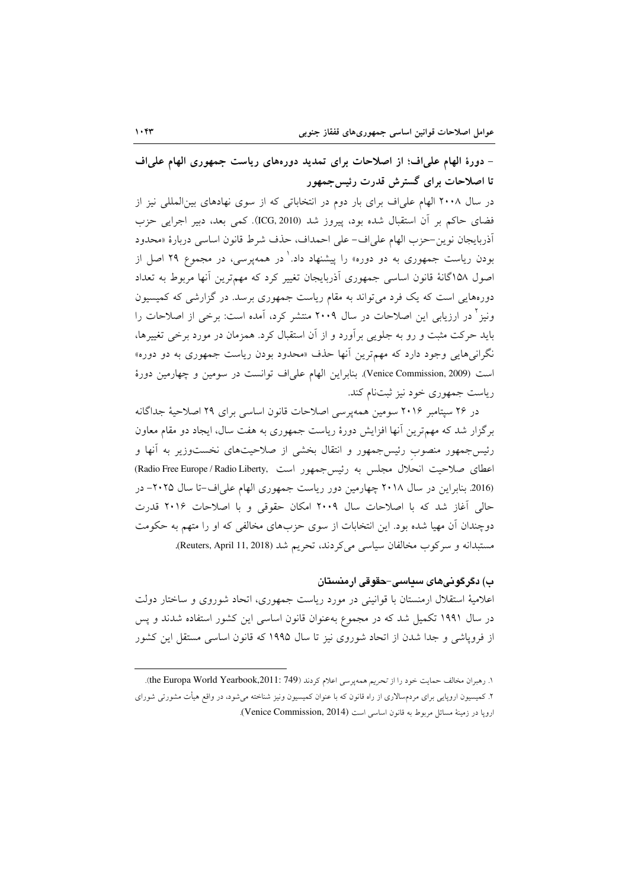### - دورهٔ الهام علی‌اف؛ از اصلاحات برای تمدید دوره‌های ریاست جمهوری الهام علی‌اف تا اصلاحات برای گسترش قدرت رئیس‌جمهور

در سال ۲۰۰۸ الهام علی‌اف برای بار دوم در انتخاباتی که از سوی نهادهای بین‌المللی نیز از فضای حاکم بر آن استقبال شده بود، پیروز شد (ICG, 2010). کمی بعد، دبیر اجرایی حزب آذربایجان نوین–حزب الهام علی‌اف– علی احمداف، حذف شرط قانون اساسی دربارهٔ «محدود بودن ریاست جمهوری به دو دوره» را پیشنهاد داد.[1] در همه‌پرسی، در مجموع ۲۹ اصل از اصول ۱۵۸گانهٔ قانون اساسی جمهوری آذربایجان تغییر کرد که مهم‌ترین آنها مربوط به تعداد دوره‌هایی است که یک فرد می‌تواند به مقام ریاست جمهوری برسد. در گزارشی که کمیسیون ونیز[2] در ارزیابی این اصلاحات در سال ۲۰۰۹ منتشر کرد، آمده است: برخی از اصلاحات را باید حرکت مثبت و رو به جلویی برآورد و از آن استقبال کرد. همزمان در مورد برخی تغییرها، نگرانی‌هایی وجود دارد که مهم‌ترین آنها حذف «محدود بودن ریاست جمهوری به دو دوره» است (Venice Commission, 2009). بنابراین الهام علی‌اف توانست در سومین و چهارمین دورهٔ ریاست جمهوری خود نیز ثبت‌نام کند.

در ۲۶ سپتامبر ۲۰۱۶ سومین همه‌پرسی اصلاحات قانون اساسی برای ۲۹ اصلاحیهٔ جداگانه برگزار شد که مهم‌ترین آنها افزایش دورهٔ ریاست جمهوری به هفت سال، ایجاد دو مقام معاون رئیس‌جمهور منصوبِ رئیس‌جمهور و انتقال بخشی از صلاحیت‌های نخست‌وزیر به آنها و اعطای صلاحیت انحلال مجلس به رئیس‌جمهور است (Radio Free Europe / Radio Liberty, 2016). بنابراین در سال ۲۰۱۸ چهارمین دور ریاست جمهوری الهام علی‌اف–تا سال ۲۰۲۵– در حالی آغاز شد که با اصلاحات سال ۲۰۰۹ امکان حقوقی و با اصلاحات ۲۰۱۶ قدرت دوچندان آن مهیا شده بود. این انتخابات از سوی حزب‌های مخالفی که او را متهم به حکومت مستبدانه و سرکوب مخالفان سیاسی می‌کردند، تحریم شد (Reuters, April 11, 2018).

### ب) دگرگونی‌های سیاسی-حقوقی ارمنستان

اعلامیهٔ استقلال ارمنستان با قوانینی در مورد ریاست جمهوری، اتحاد شوروی و ساختار دولت در سال ۱۹۹۱ تکمیل شد که در مجموع به‌عنوان قانون اساسی این کشور استفاده شدند و پس از فروپاشی و جدا شدن از اتحاد شوروی نیز تا سال ۱۹۹۵ که قانون اساسی مستقل این کشور

---

۱. رهبران مخالف حمایت خود را از تحریم همه‌پرسی اعلام کردند (the Europa World Yearbook,2011: 749).

۲. کمیسیون اروپایی برای مردم‌سالاری از راه قانون که با عنوان کمیسیون ونیز شناخته می‌شود، در واقع هیأت مشورتی شورای اروپا در زمینهٔ مسائل مربوط به قانون اساسی است (Venice Commission, 2014).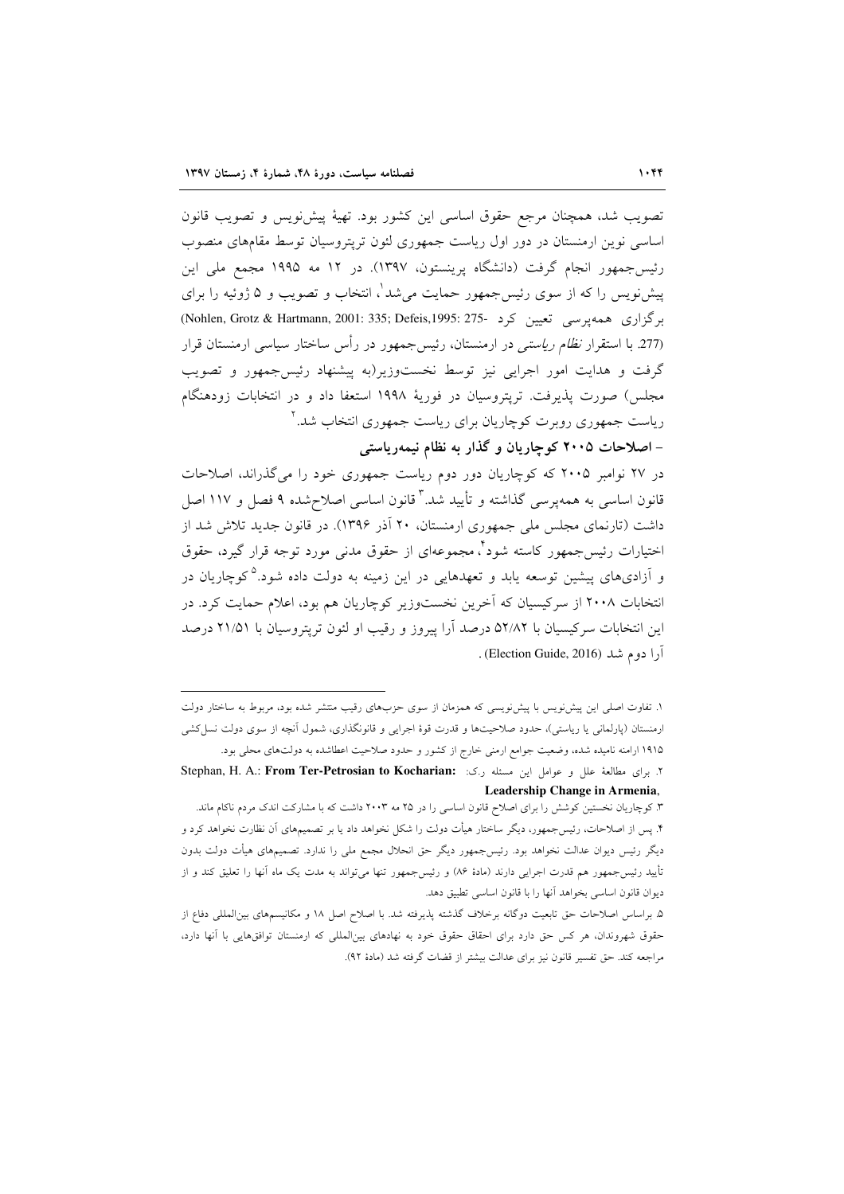تصویب شد، همچنان مرجع حقوق اساسی این کشور بود. تهیهٔ پیش‌نویس و تصویب قانون اساسی نوین ارمنستان در دور اول ریاست جمهوری لئون ترپتروسیان توسط مقام‌های منصوب رئیس‌جمهور انجام گرفت (دانشگاه پرینستون، ۱۳۹۷). در ۱۲ مه ۱۹۹۵ مجمع ملی این پیش‌نویس را که از سوی رئیس‌جمهور حمایت می‌شد[۱]، انتخاب و تصویب و ۵ ژوئیه را برای برگزاری همه‌پرسی تعیین کرد (Nohlen, Grotz & Hartmann, 2001: 335; Defeis,1995: 275-277). با استقرار *نظام ریاستی* در ارمنستان، رئیس‌جمهور در رأس ساختار سیاسی ارمنستان قرار گرفت و هدایت امور اجرایی نیز توسط نخست‌وزیر(به پیشنهاد رئیس‌جمهور و تصویب مجلس) صورت پذیرفت. ترپتروسیان در فوریهٔ ۱۹۹۸ استعفا داد و در انتخابات زودهنگام ریاست جمهوری روبرت کوچاریان برای ریاست جمهوری انتخاب شد.[۲]

**- اصلاحات ۲۰۰۵ کوچاریان و گذار به نظام نیمه‌ریاستی**

در ۲۷ نوامبر ۲۰۰۵ که کوچاریان دور دوم ریاست جمهوری خود را می‌گذراند، اصلاحات قانون اساسی به همه‌پرسی گذاشته و تأیید شد.[۳] قانون اساسی اصلاح‌شده ۹ فصل و ۱۱۷ اصل داشت (تارنمای مجلس ملی جمهوری ارمنستان، ۲۰ آذر ۱۳۹۶). در قانون جدید تلاش شد از اختیارات رئیس‌جمهور کاسته شود[۴]، مجموعه‌ای از حقوق مدنی مورد توجه قرار گیرد، حقوق و آزادی‌های پیشین توسعه یابد و تعهدهایی در این زمینه به دولت داده شود.[۵] کوچاریان در انتخابات ۲۰۰۸ از سرکیسیان که آخرین نخست‌وزیر کوچاریان هم بود، اعلام حمایت کرد. در این انتخابات سرکیسیان با ۵۲/۸۲ درصد آرا پیروز و رقیب او لئون ترپتروسیان با ۲۱/۵۱ درصد آرا دوم شد (Election Guide, 2016).

---

۱. تفاوت اصلی این پیش‌نویس با پیش‌نویسی که همزمان از سوی حزب‌های رقیب منتشر شده بود، مربوط به ساختار دولت ارمنستان (پارلمانی یا ریاستی)، حدود صلاحیت‌ها و قدرت قوهٔ اجرایی و قانونگذاری، شمول آنچه از سوی دولت نسل‌کشی ۱۹۱۵ ارامنه نامیده شده، وضعیت جوامع ارمنی خارج از کشور و حدود صلاحیت اعطاشده به دولت‌های محلی بود.

۲. برای مطالعهٔ علل و عوامل این مسئله ر.ک: Stephan, H. A.: **From Ter-Petrosian to Kocharian: Leadership Change in Armenia**,

۳. کوچاریان نخستین کوشش را برای اصلاح قانون اساسی را در ۲۵ مه ۲۰۰۳ داشت که با مشارکت اندک مردم ناکام ماند.

۴. پس از اصلاحات، رئیس‌جمهور، دیگر ساختار هیأت دولت را شکل نخواهد داد یا بر تصمیم‌های آن نظارت نخواهد کرد و دیگر رئیس دیوان عدالت نخواهد بود. رئیس‌جمهور دیگر حق انحلال مجمع ملی را ندارد. تصمیم‌های هیأت دولت بدون تأیید رئیس‌جمهور هم قدرت اجرایی دارند (مادهٔ ۸۶) و رئیس‌جمهور تنها می‌تواند به مدت یک ماه آنها را تعلیق کند و از دیوان قانون اساسی بخواهد آنها را با قانون اساسی تطبیق دهد.

۵. براساس اصلاحات حق تابعیت دوگانه برخلاف گذشته پذیرفته شد. با اصلاح اصل ۱۸ و مکانیسم‌های بین‌المللی دفاع از حقوق شهروندان، هر کس حق دارد برای احقاق حقوق خود به نهادهای بین‌المللی که ارمنستان توافق‌هایی با آنها دارد، مراجعه کند. حق تفسیر قانون نیز برای عدالت بیشتر از قضات گرفته شد (مادهٔ ۹۲).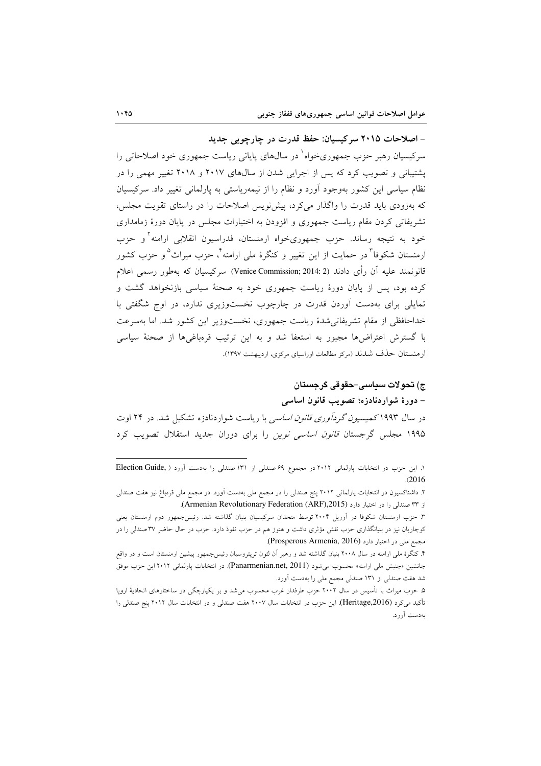- **اصلاحات ۲۰۱۵ سرکیسیان: حفظ قدرت در چارچوبی جدید**

سرکیسیان رهبر حزب جمهوری‌خواه[1] در سال‌های پایانی ریاست جمهوری خود اصلاحاتی را پشتیبانی و تصویب کرد که پس از اجرایی شدن از سال‌های ۲۰۱۷ و ۲۰۱۸ تغییر مهمی را در نظام سیاسی این کشور به‌وجود آورد و نظام را از نیمه‌ریاستی به پارلمانی تغییر داد. سرکیسیان که به‌زودی باید قدرت را واگذار می‌کرد، پیش‌نویس اصلاحات را در راستای تقویت مجلس، تشریفاتی کردن مقام ریاست جمهوری و افزودن به اختیارات مجلس در پایان دورهٔ زمامداری خود به نتیجه رساند. حزب جمهوری‌خواه ارمنستان، فدراسیون انقلابی ارامنه[2] و حزب ارمنستان شکوفا[3] در حمایت از این تغییر و کنگرهٔ ملی ارامنه[4]، حزب میراث[5] و حزب کشور قانونمند علیه آن رأی دادند (Venice Commission; 2014: 2) سرکیسیان که به‌طور رسمی اعلام کرده بود، پس از پایان دورهٔ ریاست جمهوری خود به صحنهٔ سیاسی بازنخواهد گشت و تمایلی برای به‌دست آوردن قدرت در چارچوب نخست‌وزیری ندارد، در اوج شگفتی با خداحافظی از مقام تشریفاتی‌شدهٔ ریاست جمهوری، نخست‌وزیر این کشور شد. اما به‌سرعت با گسترش اعتراض‌ها مجبور به استعفا شد و به این ترتیب قره‌باغی‌ها از صحنهٔ سیاسی ارمنستان حذف شدند (مرکز مطالعات اوراسیای مرکزی، اردیبهشت ۱۳۹۷).

## ج) تحولات سیاسی-حقوقی گرجستان

### - دورهٔ شواردنادزه؛ تصویب قانون اساسی

در سال ۱۹۹۳ *کمیسیون گردآوری قانون اساسی* با ریاست شواردنادزه تشکیل شد. در ۲۴ اوت ۱۹۹۵ مجلس گرجستان *قانون اساسی نوین* را برای دوران جدید استقلال تصویب کرد

---

۱. این حزب در انتخابات پارلمانی ۲۰۱۲ در مجموع ۶۹ صندلی از ۱۳۱ صندلی را به‌دست آورد (Election Guide, 2016).

۲. داشناکسیون در انتخابات پارلمانی ۲۰۱۲ پنج صندلی را در مجمع ملی به‌دست آورد. در مجمع ملی قره‌باغ نیز هفت صندلی از ۳۳ صندلی را در اختیار دارد (Armenian Revolutionary Federation (ARF),2015).

۳. حزب ارمنستان شکوفا در آوریل ۲۰۰۴ توسط متحدان سرکیسیان بنیان گذاشته شد. رئیس‌جمهور دوم ارمنستان یعنی کوچاریان نیز در بنیانگذاری حزب نقش مؤثری داشت و هنوز هم در حزب نفوذ دارد. حزب در حال حاضر ۳۷ صندلی را در مجمع ملی در اختیار دارد (Prosperous Armenia, 2016).

۴. کنگرهٔ ملی ارامنه در سال ۲۰۰۸ بنیان گذاشته شد و رهبر آن لئون ترپتروسیان رئیس‌جمهور پیشین ارمنستان است و در واقع جانشین «جنبش ملی ارامنه» محسوب می‌شود (Panarmenian.net, 2011). در انتخابات پارلمانی ۲۰۱۲ این حزب موفق شد هفت صندلی از ۱۳۱ صندلی مجمع ملی را به‌دست آورد.

۵. حزب میراث با تأسیس در سال ۲۰۰۲ حزب طرفدار غرب محسوب می‌شد و بر یکپارچگی در ساختارهای اتحادیهٔ اروپا تأکید می‌کرد (Heritage,2016). این حزب در انتخابات سال ۲۰۰۷ هفت صندلی و در انتخابات سال ۲۰۱۲ پنج صندلی را به‌دست آورد.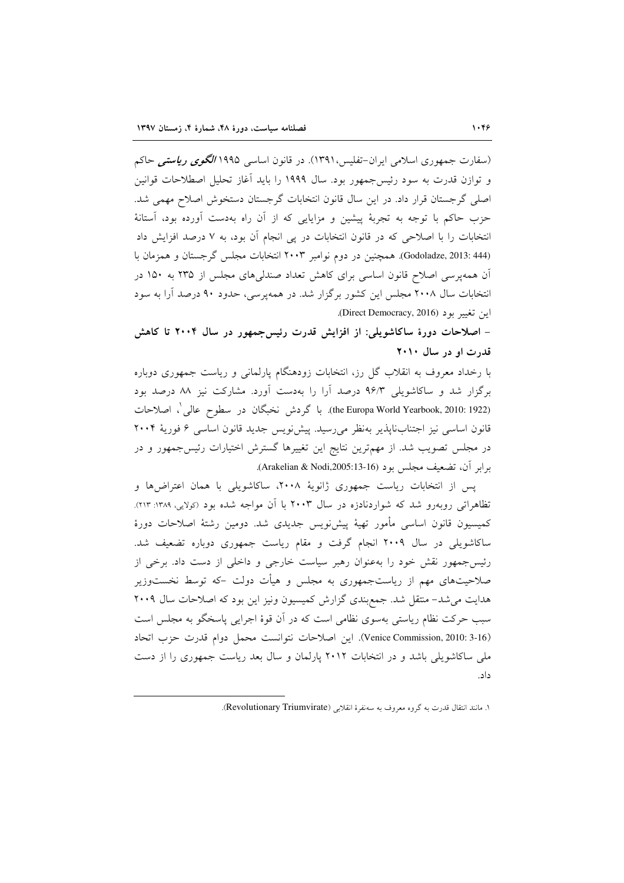(سفارت جمهوری اسلامی ایران-تفلیس،۱۳۹۱). در قانون اساسی ۱۹۹۵ ***الگوی ریاستی*** حاکم و توازن قدرت به سود رئیس‌جمهور بود. سال ۱۹۹۹ را باید آغاز تحلیل اصطلاحات قوانین اصلی گرجستان قرار داد. در این سال قانون انتخابات گرجستان دستخوش اصلاح مهمی شد. حزب حاکم با توجه به تجربهٔ پیشین و مزایایی که از آن راه به‌دست آورده بود، آستانهٔ انتخابات را با اصلاحی که در قانون انتخابات در پی انجام آن بود، به ۷ درصد افزایش داد (Godoladze, 2013: 444). همچنین در دوم نوامبر ۲۰۰۳ انتخابات مجلس گرجستان و همزمان با آن همه‌پرسی اصلاح قانون اساسی برای کاهش تعداد صندلی‌های مجلس از ۲۳۵ به ۱۵۰ در انتخابات سال ۲۰۰۸ مجلس این کشور برگزار شد. در همه‌پرسی، حدود ۹۰ درصد آرا به سود این تغییر بود (Direct Democracy, 2016).

**- اصلاحات دورهٔ ساکاشویلی: از افزایش قدرت رئیس‌جمهور در سال ۲۰۰۴ تا کاهش قدرت او در سال ۲۰۱۰**

با رخداد معروف به انقلاب گل رز، انتخابات زودهنگام پارلمانی و ریاست جمهوری دوباره برگزار شد و ساکاشویلی ۹۶/۳ درصد آرا را به‌دست آورد. مشارکت نیز ۸۸ درصد بود (the Europa World Yearbook, 2010: 1922). با گردش نخبگان در سطوح عالی[1]، اصلاحات قانون اساسی نیز اجتناب‌ناپذیر به‌نظر می‌رسید. پیش‌نویس جدید قانون اساسی ۶ فوریهٔ ۲۰۰۴ در مجلس تصویب شد. از مهم‌ترین نتایج این تغییرها گسترش اختیارات رئیس‌جمهور و در برابر آن، تضعیف مجلس بود (Arakelian & Nodi,2005:13-16).

پس از انتخابات ریاست جمهوری ژانویهٔ ۲۰۰۸، ساکاشویلی با همان اعتراض‌ها و تظاهراتی روبه‌رو شد که شواردنادزه در سال ۲۰۰۳ با آن مواجه شده بود (کولایی، ۱۳۸۹: ۲۱۳). کمیسیون قانون اساسی مأمور تهیهٔ پیش‌نویس جدیدی شد. دومین رشتهٔ اصلاحات دورهٔ ساکاشویلی در سال ۲۰۰۹ انجام گرفت و مقام ریاست جمهوری دوباره تضعیف شد. رئیس‌جمهور نقش خود را به‌عنوان رهبر سیاست خارجی و داخلی از دست داد. برخی از صلاحیت‌های مهم از ریاست‌جمهوری به مجلس و هیأت دولت -که توسط نخست‌وزیر هدایت می‌شد- منتقل شد. جمع‌بندی گزارش کمیسیون ونیز این بود که اصلاحات سال ۲۰۰۹ سبب حرکت نظام ریاستی به‌سوی نظامی است که در آن قوهٔ اجرایی پاسخگو به مجلس است (Venice Commission, 2010: 3-16). این اصلاحات نتوانست محمل دوام قدرت حزب اتحاد ملی ساکاشویلی باشد و در انتخابات ۲۰۱۲ پارلمان و سال بعد ریاست جمهوری را از دست داد.

---

۱. مانند انتقال قدرت به گروه معروف به سه‌نفرهٔ انقلابی (Revolutionary Triumvirate).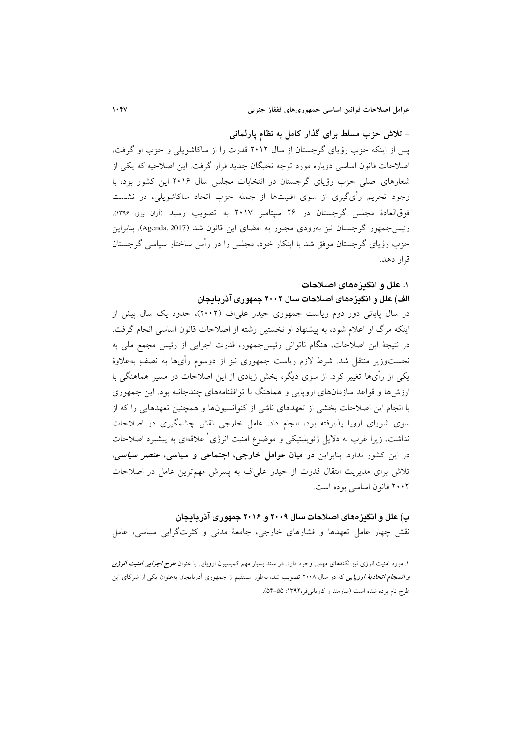**- تلاش حزب مسلط برای گذار کامل به نظام پارلمانی**

پس از اینکه حزب رؤیای گرجستان از سال ۲۰۱۲ قدرت را از ساکاشویلی و حزب او گرفت، اصلاحات قانون اساسی دوباره مورد توجه نخبگان جدید قرار گرفت. این اصلاحیه که یکی از شعارهای اصلی حزب رؤیای گرجستان در انتخابات مجلس سال ۲۰۱۶ این کشور بود، با وجود تحریم رأی‌گیری از سوی اقلیت‌ها از جمله حزب اتحاد ساکاشویلی، در نشست فوق‌العادهٔ مجلس گرجستان در ۲۶ سپتامبر ۲۰۱۷ به تصویب رسید (آران نیوز، ۱۳۹۶). رئیس‌جمهور گرجستان نیز به‌زودی مجبور به امضای این قانون شد (Agenda, 2017). بنابراین حزب رؤیای گرجستان موفق شد با ابتکار خود، مجلس را در رأس ساختار سیاسی گرجستان قرار دهد.

## ۱. علل و انگیزه‌های اصلاحات

### الف) علل و انگیزه‌های اصلاحات سال ۲۰۰۲ جمهوری آذربایجان

در سال پایانی دور دوم ریاست جمهوری حیدر علی‌اف (۲۰۰۲)، حدود یک سال پیش از اینکه مرگ او اعلام شود، به پیشنهاد او نخستین رشته از اصلاحات قانون اساسی انجام گرفت. در نتیجهٔ این اصلاحات، هنگام ناتوانی رئیس‌جمهور، قدرت اجرایی از رئیس مجمع ملی به نخست‌وزیر منتقل شد. شرط لازم ریاست جمهوری نیز از دوسوم رأی‌ها به نصفِ به‌علاوهٔ یکی از رأی‌ها تغییر کرد. از سوی دیگر، بخش زیادی از این اصلاحات در مسیر هماهنگی با ارزش‌ها و قواعد سازمان‌های اروپایی و هماهنگ با توافقنامه‌های چندجانبه بود. این جمهوری با انجام این اصلاحات بخشی از تعهدهای ناشی از کنوانسیون‌ها و همچنین تعهدهایی را که از سوی شورای اروپا پذیرفته بود، انجام داد. عامل خارجی نقش چشمگیری در اصلاحات نداشت، زیرا غرب به دلایل ژئوپلیتیکی و موضوع امنیت انرژی[1] علاقه‌ای به پیشبرد اصلاحات در این کشور ندارد. بنابراین **در میان عوامل خارجی، اجتماعی و سیاسی، *عنصر سیاسی***، تلاش برای مدیریت انتقال قدرت از حیدر علی‌اف به پسرش مهم‌ترین عامل در اصلاحات ۲۰۰۲ قانون اساسی بوده است.

### ب) علل و انگیزه‌های اصلاحات سال ۲۰۰۹ و ۲۰۱۶ جمهوری آذربایجان

نقش چهار عامل تعهدها و فشارهای خارجی، جامعهٔ مدنی و کثرت‌گرایی سیاسی، عامل

---

۱. مورد امنیت انرژی نیز نکته‌های مهمی وجود دارد. در سند بسیار مهم کمیسیون اروپایی با عنوان ***طرح اجرایی امنیت انرژی و انسجام اتحادیهٔ اروپایی*** که در سال ۲۰۰۸ تصویب شد، به‌طور مستقیم از جمهوری آذربایجان به‌عنوان یکی از شرکای این طرح نام برده شده است (سازمند و کاویانی‌فر،۱۳۹۴: ۵۵-۵۴).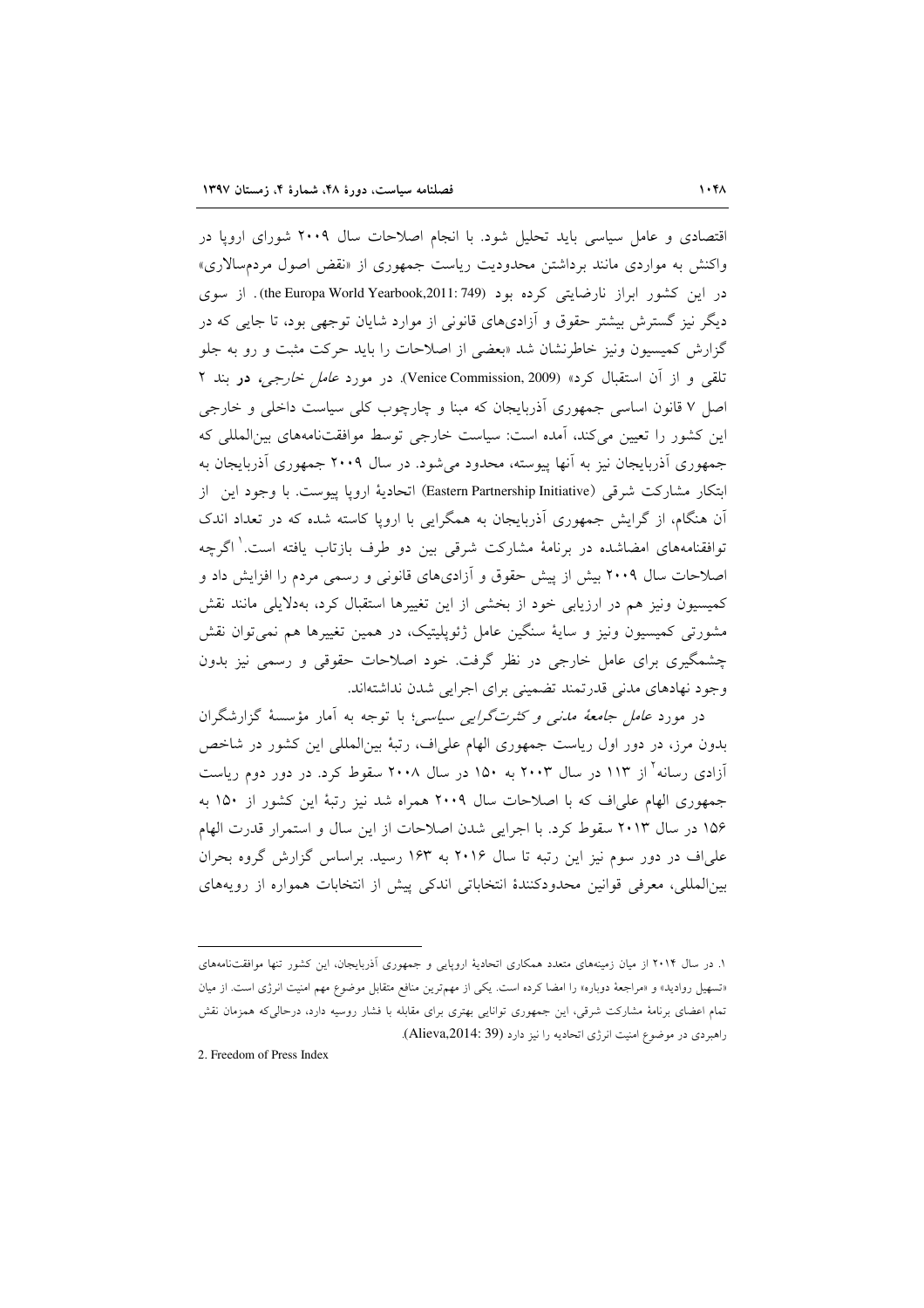اقتصادی و عامل سیاسی باید تحلیل شود. با انجام اصلاحات سال ۲۰۰۹ شورای اروپا در واکنش به مواردی مانند برداشتن محدودیت ریاست جمهوری از «نقض اصول مردم‌سالاری» در این کشور ابراز نارضایتی کرده بود (the Europa World Yearbook,2011: 749). از سوی دیگر نیز گسترش بیشتر حقوق و آزادی‌های قانونی از موارد شایان توجهی بود، تا جایی که در گزارش کمیسیون ونیز خاطرنشان شد «بعضی از اصلاحات را باید حرکت مثبت و رو به جلو تلقی و از آن استقبال کرد» (Venice Commission, 2009). در مورد *عامل خارجی*، **در** بند ۲ اصل ۷ قانون اساسی جمهوری آذربایجان که مبنا و چارچوب کلی سیاست داخلی و خارجی این کشور را تعیین می‌کند، آمده است: سیاست خارجی توسط موافقت‌نامه‌های بین‌المللی که جمهوری آذربایجان نیز به آنها پیوسته، محدود می‌شود. در سال ۲۰۰۹ جمهوری آذربایجان به ابتکار مشارکت شرقی (Eastern Partnership Initiative) اتحادیهٔ اروپا پیوست. با وجود این از آن هنگام، از گرایش جمهوری آذربایجان به همگرایی با اروپا کاسته شده که در تعداد اندک توافقنامه‌های امضاشده در برنامهٔ مشارکت شرقی بین دو طرف بازتاب یافته است.[1] اگرچه اصلاحات سال ۲۰۰۹ بیش از پیش حقوق و آزادی‌های قانونی و رسمی مردم را افزایش داد و کمیسیون ونیز هم در ارزیابی خود از بخشی از این تغییرها استقبال کرد، به‌دلایلی مانند نقش مشورتی کمیسیون ونیز و سایهٔ سنگین عامل ژئوپلیتیک، در همین تغییرها هم نمی‌توان نقش چشمگیری برای عامل خارجی در نظر گرفت. خود اصلاحات حقوقی و رسمی نیز بدون وجود نهادهای مدنی قدرتمند تضمینی برای اجرایی شدن نداشته‌اند.

در مورد *عامل جامعهٔ مدنی و کثرت‌گرایی سیاسی*؛ با توجه به آمار مؤسسهٔ گزارشگران بدون مرز، در دور اول ریاست جمهوری الهام علی‌اف، رتبهٔ بین‌المللی این کشور در شاخص آزادی رسانه[2] از ۱۱۳ در سال ۲۰۰۳ به ۱۵۰ در سال ۲۰۰۸ سقوط کرد. در دور دوم ریاست جمهوری الهام علی‌اف که با اصلاحات سال ۲۰۰۹ همراه شد نیز رتبهٔ این کشور از ۱۵۰ به ۱۵۶ در سال ۲۰۱۳ سقوط کرد. با اجرایی شدن اصلاحات از این سال و استمرار قدرت الهام علی‌اف در دور سوم نیز این رتبه تا سال ۲۰۱۶ به ۱۶۳ رسید. براساس گزارش گروه بحران بین‌المللی، معرفی قوانین محدودکنندهٔ انتخاباتی اندکی پیش از انتخابات همواره از رویه‌های

---

۱. در سال ۲۰۱۴ از میان زمینه‌های متعدد همکاری اتحادیهٔ اروپایی و جمهوری آذربایجان، این کشور تنها موافقت‌نامه‌های «تسهیل روادید» و «مراجعهٔ دوباره» را امضا کرده است. یکی از مهم‌ترین منافع متقابل موضوع مهم امنیت انرژی است. از میان تمام اعضای برنامهٔ مشارکت شرقی، این جمهوری توانایی بهتری برای مقابله با فشار روسیه دارد، درحالی‌که همزمان نقش راهبردی در موضوع امنیت انرژی اتحادیه را نیز دارد (Alieva,2014: 39).

2. Freedom of Press Index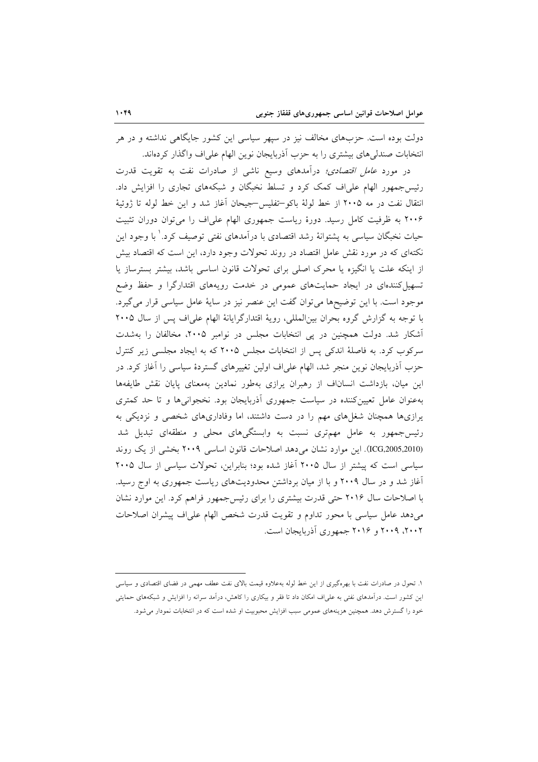دولت بوده است. حزب‌های مخالف نیز در سپهر سیاسی این کشور جایگاهی نداشته و در هر انتخابات صندلی‌های بیشتری را به حزب آذربایجان نوین الهام علی‌اف واگذار کرده‌اند.

در مورد *عامل اقتصادی*؛ درآمدهای وسیع ناشی از صادرات نفت به تقویت قدرت رئیس‌جمهور الهام علی‌اف کمک کرد و تسلط نخبگان و شبکه‌های تجاری را افزایش داد. انتقال نفت در مه ۲۰۰۵ از خط لولهٔ باکو–تفلیس–جیحان آغاز شد و این خط لوله تا ژوئیهٔ ۲۰۰۶ به ظرفیت کامل رسید. دورهٔ ریاست جمهوری الهام علی‌اف را می‌توان دوران تثبیت حیات نخبگان سیاسی به پشتوانهٔ رشد اقتصادی با درآمدهای نفتی توصیف کرد.[۱] با وجود این نکته‌ای که در مورد نقش عامل اقتصاد در روند تحولات وجود دارد، این است که اقتصاد بیش از اینکه علت یا انگیزه یا محرک اصلی برای تحولات قانون اساسی باشد، بیشتر بسترساز یا تسهیل‌کننده‌ای در ایجاد حمایت‌های عمومی در خدمت رویه‌های اقتدارگرا و حفظ وضع موجود است. با این توضیح‌ها می‌توان گفت این عنصر نیز در سایهٔ عامل سیاسی قرار می‌گیرد. با توجه به گزارش گروه بحران بین‌المللی، رویهٔ اقتدارگرایانهٔ الهام علی‌اف پس از سال ۲۰۰۵ آشکار شد. دولت همچنین در پی انتخابات مجلس در نوامبر ۲۰۰۵، مخالفان را به‌شدت سرکوب کرد. به فاصلهٔ اندکی پس از انتخابات مجلس ۲۰۰۵ که به ایجاد مجلسی زیر کنترل حزب آذربایجان نوین منجر شد، الهام علی‌اف اولین تغییرهای گستردهٔ سیاسی را آغاز کرد. در این میان، بازداشت انساناف از رهبران یرازی به‌طور نمادین به‌معنای پایان نقش طایفه‌ها به‌عنوان عامل تعیین‌کننده در سیاست جمهوری آذربایجان بود. نخجوانی‌ها و تا حد کمتری یرازی‌ها همچنان شغل‌های مهم را در دست داشتند، اما وفاداری‌های شخصی و نزدیکی به رئیس‌جمهور به عامل مهم‌تری نسبت به وابستگی‌های محلی و منطقه‌ای تبدیل شد (ICG,2005,2010). این موارد نشان می‌دهد اصلاحات قانون اساسی ۲۰۰۹ بخشی از یک روند سیاسی است که پیشتر از سال ۲۰۰۵ آغاز شده بود؛ بنابراین، تحولات سیاسی از سال ۲۰۰۵ آغاز شد و در سال ۲۰۰۹ و با از میان برداشتن محدودیت‌های ریاست جمهوری به اوج رسید. با اصلاحات سال ۲۰۱۶ حتی قدرت بیشتری را برای رئیس‌جمهور فراهم کرد. این موارد نشان می‌دهد عامل سیاسی با محور تداوم و تقویت قدرت شخص الهام علی‌اف پیشران اصلاحات ۲۰۰۲، ۲۰۰۹ و ۲۰۱۶ جمهوری آذربایجان است.

---

۱. تحول در صادرات نفت با بهره‌گیری از این خط لوله به‌علاوه قیمت بالای نفت عطف مهمی در فضای اقتصادی و سیاسی این کشور است. درآمدهای نفتی به علی‌اف امکان داد تا فقر و بیکاری را کاهش، درآمد سرانه را افزایش و شبکه‌های حمایتی خود را گسترش دهد. همچنین هزینه‌های عمومی سبب افزایش محبوبیت او شده است که در انتخابات نمودار می‌شود.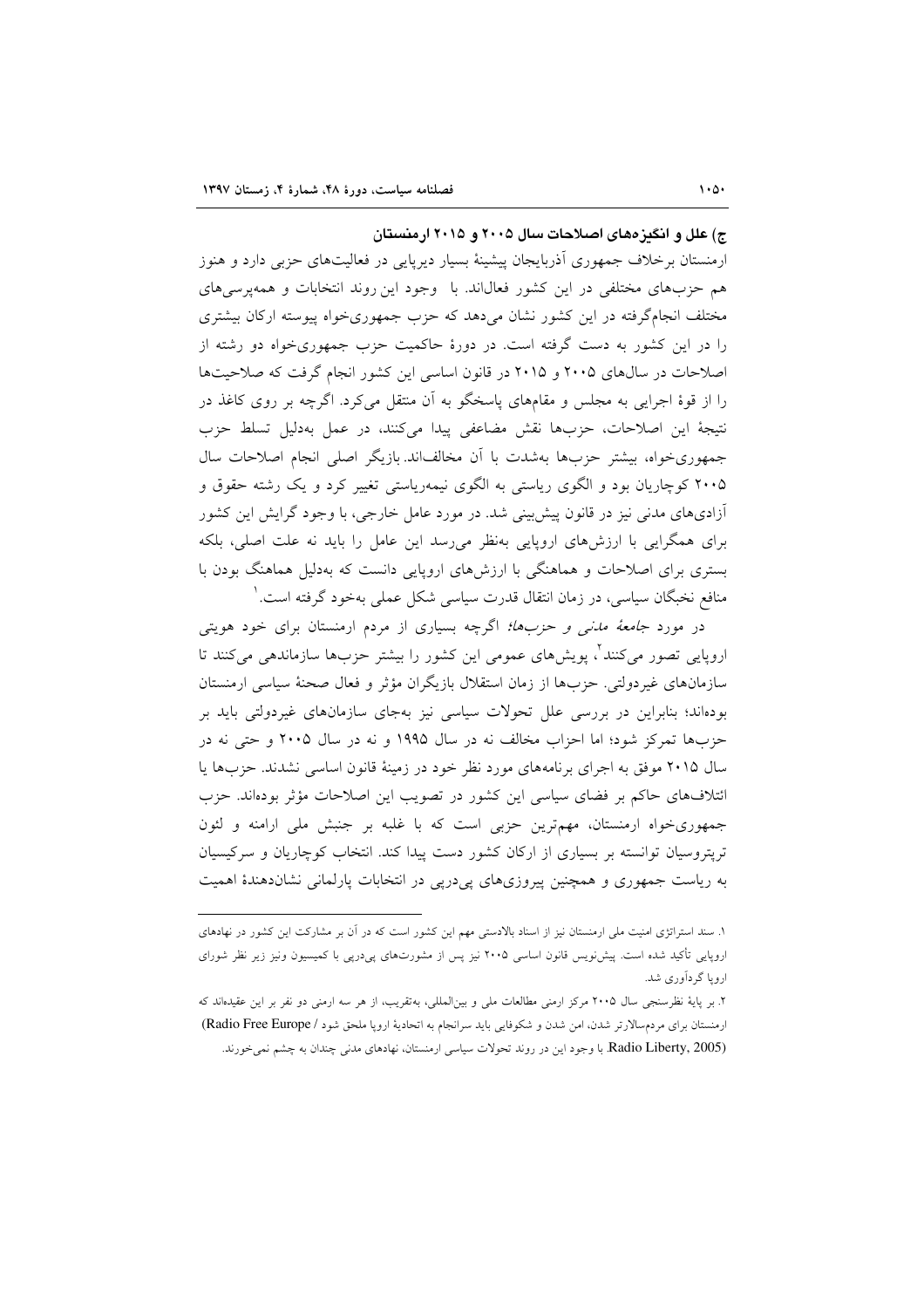### ج) علل و انگیزه‌های اصلاحات سال ۲۰۰۵ و ۲۰۱۵ ارمنستان

ارمنستان برخلاف جمهوری آذربایجان پیشینهٔ بسیار دیرپایی در فعالیت‌های حزبی دارد و هنوز هم حزب‌های مختلفی در این کشور فعال‌اند. با وجود این روند انتخابات و همه‌پرسی‌های مختلف انجام‌گرفته در این کشور نشان می‌دهد که حزب جمهوری‌خواه پیوسته ارکان بیشتری را در این کشور به دست گرفته است. در دورهٔ حاکمیت حزب جمهوری‌خواه دو رشته از اصلاحات در سال‌های ۲۰۰۵ و ۲۰۱۵ در قانون اساسی این کشور انجام گرفت که صلاحیت‌ها را از قوهٔ اجرایی به مجلس و مقام‌های پاسخگو به آن منتقل می‌کرد. اگرچه بر روی کاغذ در نتیجهٔ این اصلاحات، حزب‌ها نقش مضاعفی پیدا می‌کنند، در عمل به‌دلیل تسلط حزب جمهوری‌خواه، بیشتر حزب‌ها به‌شدت با آن مخالف‌اند. بازیگر اصلی انجام اصلاحات سال ۲۰۰۵ کوچاریان بود و الگوی ریاستی به الگوی نیمه‌ریاستی تغییر کرد و یک رشته حقوق و آزادی‌های مدنی نیز در قانون پیش‌بینی شد. در مورد عامل خارجی، با وجود گرایش این کشور برای همگرایی با ارزش‌های اروپایی به‌نظر می‌رسد این عامل را باید نه علت اصلی، بلکه بستری برای اصلاحات و هماهنگی با ارزش‌های اروپایی دانست که به‌دلیل هماهنگ بودن با منافع نخبگان سیاسی، در زمان انتقال قدرت سیاسی شکل عملی به‌خود گرفته است.[1]

در مورد *جامعهٔ مدنی و حزب‌ها*؛ اگرچه بسیاری از مردم ارمنستان برای خود هویتی اروپایی تصور می‌کنند[2]، پویش‌های عمومی این کشور را بیشتر حزب‌ها سازماندهی می‌کنند تا سازمان‌های غیردولتی. حزب‌ها از زمان استقلال بازیگران مؤثر و فعال صحنهٔ سیاسی ارمنستان بوده‌اند؛ بنابراین در بررسی علل تحولات سیاسی نیز به‌جای سازمان‌های غیردولتی باید بر حزب‌ها تمرکز شود؛ اما احزاب مخالف نه در سال ۱۹۹۵ و نه در سال ۲۰۰۵ و حتی نه در سال ۲۰۱۵ موفق به اجرای برنامه‌های مورد نظر خود در زمینهٔ قانون اساسی نشدند. حزب‌ها یا ائتلاف‌های حاکم بر فضای سیاسی این کشور در تصویب این اصلاحات مؤثر بوده‌اند. حزب جمهوری‌خواه ارمنستان، مهم‌ترین حزبی است که با غلبه بر جنبش ملی ارامنه و لئون ترپتروسیان توانسته بر بسیاری از ارکان کشور دست پیدا کند. انتخاب کوچاریان و سرکیسیان به ریاست جمهوری و همچنین پیروزی‌های پی‌درپی در انتخابات پارلمانی نشان‌دهندهٔ اهمیت

---

[1] سند استراتژی امنیت ملی ارمنستان نیز از اسناد بالادستی مهم این کشور است که در آن بر مشارکت این کشور در نهادهای اروپایی تأکید شده است. پیش‌نویس قانون اساسی ۲۰۰۵ نیز پس از مشورت‌های پی‌درپی با کمیسیون ونیز زیر نظر شورای اروپا گردآوری شد.

[2] بر پایهٔ نظرسنجی سال ۲۰۰۵ مرکز ارمنی مطالعات ملی و بین‌المللی، به‌تقریب، از هر سه ارمنی دو نفر بر این عقیده‌اند که ارمنستان برای مردم‌سالارتر شدن، امن شدن و شکوفایی باید سرانجام به اتحادیهٔ اروپا ملحق شود (Radio Free Europe / Radio Liberty, 2005). با وجود این در روند تحولات سیاسی ارمنستان، نهادهای مدنی چندان به چشم نمی‌خورند.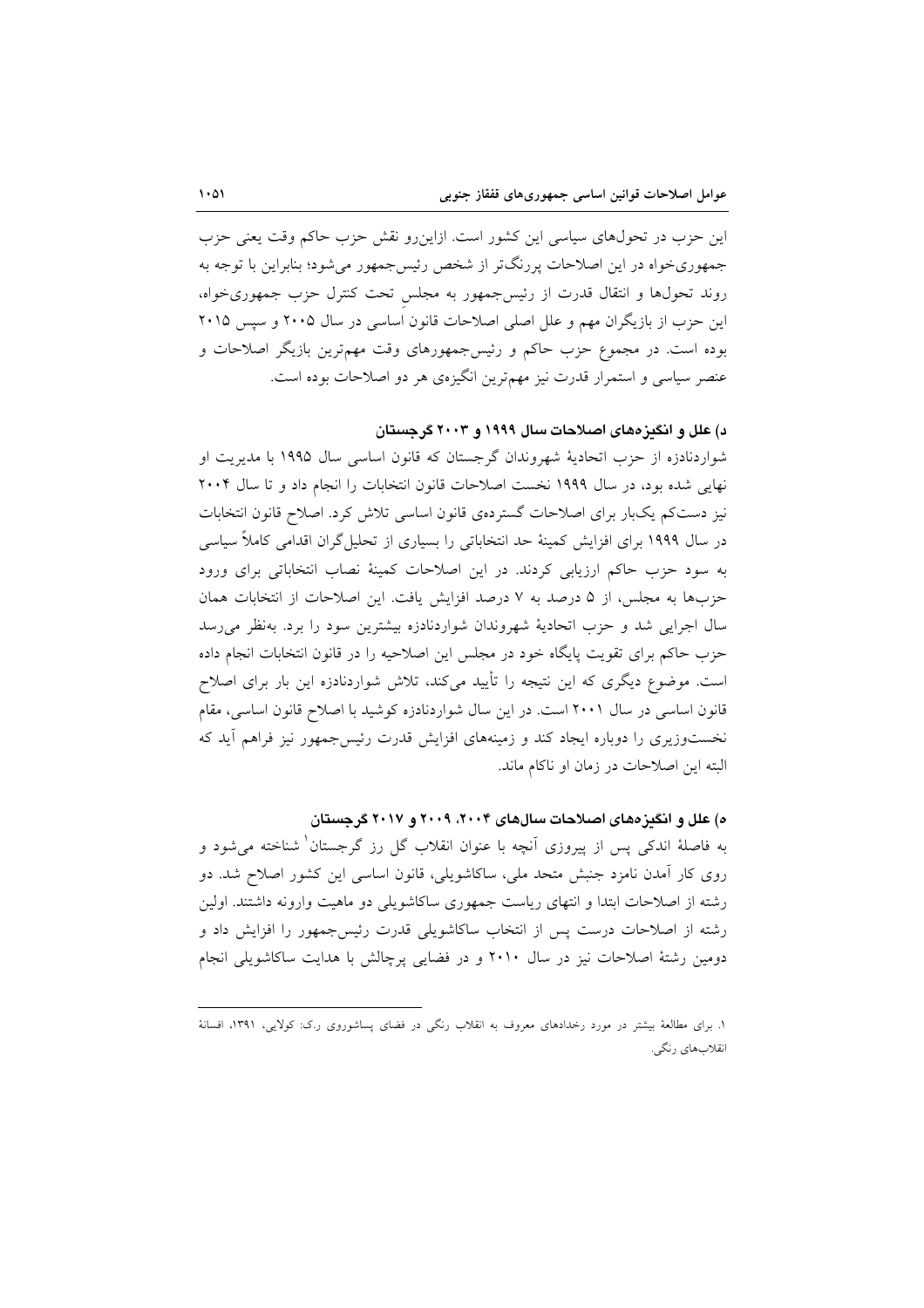این حزب در تحول‌های سیاسی این کشور است. ازاین‌رو نقش حزب حاکم وقت یعنی حزب جمهوری‌خواه در این اصلاحات پررنگ‌تر از شخص رئیس‌جمهور می‌شود؛ بنابراین با توجه به روند تحول‌ها و انتقال قدرت از رئیس‌جمهور به مجلسِ تحت کنترل حزب جمهوری‌خواه، این حزب از بازیگران مهم و علل اصلی اصلاحات قانون اساسی در سال ۲۰۰۵ و سپس ۲۰۱۵ بوده است. در مجموع حزب حاکم و رئیس‌جمهورهای وقت مهم‌ترین بازیگر اصلاحات و عنصر سیاسی و استمرار قدرت نیز مهم‌ترین انگیزه‌ی هر دو اصلاحات بوده است.

### د) علل و انگیزه‌های اصلاحات سال ۱۹۹۹ و ۲۰۰۳ گرجستان

شواردنادزه از حزب اتحادیهٔ شهروندان گرجستان که قانون اساسی سال ۱۹۹۵ با مدیریت او نهایی شده بود، در سال ۱۹۹۹ نخست اصلاحات قانون انتخابات را انجام داد و تا سال ۲۰۰۴ نیز دست‌کم یک‌بار برای اصلاحات گسترده‌ی قانون اساسی تلاش کرد. اصلاح قانون انتخابات در سال ۱۹۹۹ برای افزایش کمینهٔ حد انتخاباتی را بسیاری از تحلیل‌گران اقدامی کاملاً سیاسی به سود حزب حاکم ارزیابی کردند. در این اصلاحات کمینهٔ نصاب انتخاباتی برای ورود حزب‌ها به مجلس، از ۵ درصد به ۷ درصد افزایش یافت. این اصلاحات از انتخابات همان سال اجرایی شد و حزب اتحادیهٔ شهروندان شواردنادزه بیشترین سود را برد. به‌نظر می‌رسد حزب حاکم برای تقویت پایگاه خود در مجلس این اصلاحیه را در قانون انتخابات انجام داده است. موضوع دیگری که این نتیجه را تأیید می‌کند، تلاش شواردنادزه این بار برای اصلاح قانون اساسی در سال ۲۰۰۱ است. در این سال شواردنادزه کوشید با اصلاح قانون اساسی، مقام نخست‌وزیری را دوباره ایجاد کند و زمینه‌های افزایش قدرت رئیس‌جمهور نیز فراهم آید که البته این اصلاحات در زمان او ناکام ماند.

### ه) علل و انگیزه‌های اصلاحات سال‌های ۲۰۰۴، ۲۰۰۹ و ۲۰۱۷ گرجستان

به فاصلهٔ اندکی پس از پیروزی آنچه با عنوان انقلاب گل رز گرجستان[۱] شناخته می‌شود و روی کار آمدن نامزد جنبش متحد ملی، ساکاشویلی، قانون اساسی این کشور اصلاح شد. دو رشته از اصلاحات ابتدا و انتهای ریاست جمهوری ساکاشویلی دو ماهیت وارونه داشتند. اولین رشته از اصلاحات درست پس از انتخاب ساکاشویلی قدرت رئیس‌جمهور را افزایش داد و دومین رشتهٔ اصلاحات نیز در سال ۲۰۱۰ و در فضایی پرچالش با هدایت ساکاشویلی انجام

---

۱. برای مطالعهٔ بیشتر در مورد رخدادهای معروف به انقلاب رنگی در فضای پساشوروی ر.ک: کولایی، ۱۳۹۱، افسانهٔ انقلاب‌های رنگی.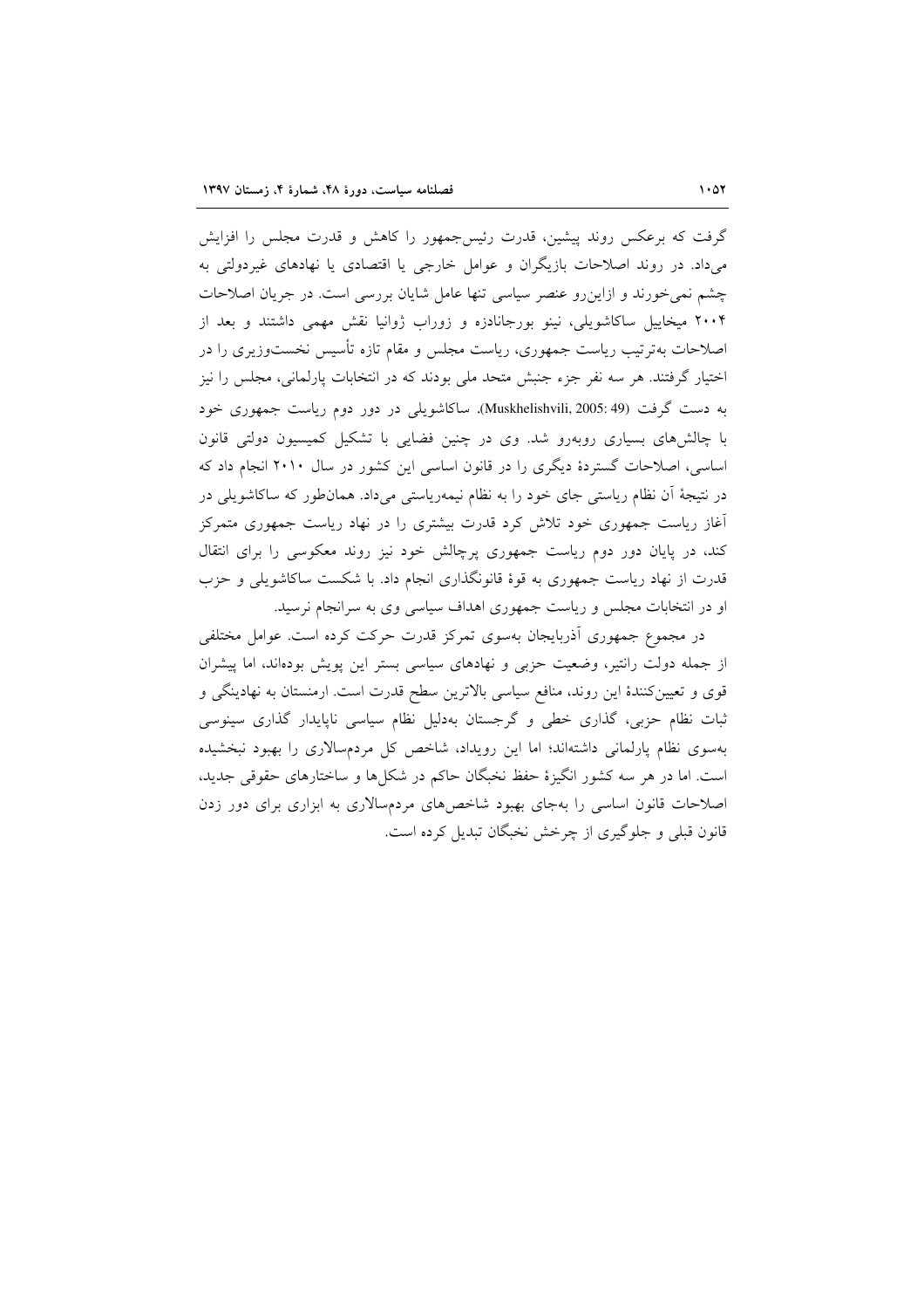گرفت که برعکس روند پیشین، قدرت رئیس‌جمهور را کاهش و قدرت مجلس را افزایش می‌داد. در روند اصلاحات بازیگران و عوامل خارجی یا اقتصادی یا نهادهای غیردولتی به چشم نمی‌خورند و ازاین‌رو عنصر سیاسی تنها عامل شایان بررسی است. در جریان اصلاحات ۲۰۰۴ میخاییل ساکاشویلی، نینو بورجانادزه و زوراب ژوانیا نقش مهمی داشتند و بعد از اصلاحات به‌ترتیب ریاست جمهوری، ریاست مجلس و مقام تازه تأسیس نخست‌وزیری را در اختیار گرفتند. هر سه نفر جزء جنبش متحد ملی بودند که در انتخابات پارلمانی، مجلس را نیز به دست گرفت (Muskhelishvili, 2005: 49). ساکاشویلی در دور دوم ریاست جمهوری خود با چالش‌های بسیاری روبه‌رو شد. وی در چنین فضایی با تشکیل کمیسیون دولتی قانون اساسی، اصلاحات گستردهٔ دیگری را در قانون اساسی این کشور در سال ۲۰۱۰ انجام داد که در نتیجهٔ آن نظام ریاستی جای خود را به نظام نیمه‌ریاستی می‌داد. همان‌طور که ساکاشویلی در آغاز ریاست جمهوری خود تلاش کرد قدرت بیشتری را در نهاد ریاست جمهوری متمرکز کند، در پایان دور دوم ریاست جمهوری پرچالش خود نیز روند معکوسی را برای انتقال قدرت از نهاد ریاست جمهوری به قوهٔ قانونگذاری انجام داد. با شکست ساکاشویلی و حزب او در انتخابات مجلس و ریاست جمهوری اهداف سیاسی وی به سرانجام نرسید.

در مجموع جمهوری آذربایجان به‌سوی تمرکز قدرت حرکت کرده است. عوامل مختلفی از جمله دولت رانتیر، وضعیت حزبی و نهادهای سیاسی بستر این پویش بوده‌اند، اما پیشران قوی و تعیین‌کنندهٔ این روند، منافع سیاسی بالاترین سطح قدرت است. ارمنستان به نهادینگی و ثبات نظام حزبی، گذاری خطی و گرجستان به‌دلیل نظام سیاسی ناپایدار گذاری سینوسی به‌سوی نظام پارلمانی داشته‌اند؛ اما این رویداد، شاخص کل مردم‌سالاری را بهبود نبخشیده است. اما در هر سه کشور انگیزهٔ حفظ نخبگان حاکم در شکل‌ها و ساختارهای حقوقی جدید، اصلاحات قانون اساسی را به‌جای بهبود شاخص‌های مردم‌سالاری به ابزاری برای دور زدن قانون قبلی و جلوگیری از چرخش نخبگان تبدیل کرده است.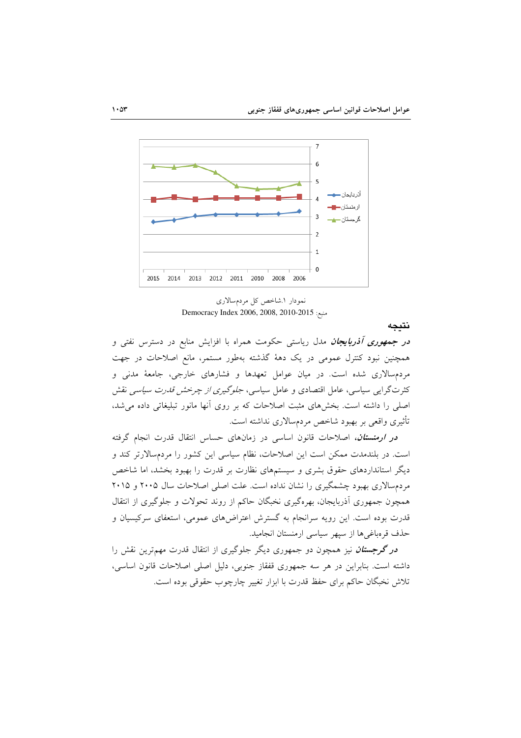نمودار ۱.شاخص کل مردم‌سالاری

منبع: Democracy Index 2006, 2008, 2010-2015

## نتیجه

***در جمهوری آذربایجان*** مدل ریاستی حکومت همراه با افزایش منابع در دسترس نفتی و همچنین نبود کنترل عمومی در یک دهۀ گذشته به‌طور مستمر، مانع اصلاحات در جهت مردم‌سالاری شده است. در میان عوامل تعهدها و فشارهای خارجی، جامعۀ مدنی و کثرت‌گرایی سیاسی، عامل اقتصادی و عامل سیاسی، *جلوگیری از چرخش قدرت سیاسی* نقش اصلی را داشته است. بخش‌های مثبت اصلاحات که بر روی آنها مانور تبلیغاتی داده می‌شد، تأثیری واقعی بر بهبود شاخص مردم‌سالاری نداشته است.

***در ارمنستان،*** اصلاحات قانون اساسی در زمان‌های حساس انتقال قدرت انجام گرفته است. در بلندمدت ممکن است این اصلاحات، نظام سیاسی این کشور را مردم‌سالارتر کند و دیگر استانداردهای حقوق بشری و سیستم‌های نظارت بر قدرت را بهبود بخشد، اما شاخص مردم‌سالاری بهبود چشمگیری را نشان نداده است. علت اصلی اصلاحات سال ۲۰۰۵ و ۲۰۱۵ همچون جمهوری آذربایجان، بهره‌گیری نخبگان حاکم از روند تحولات و جلوگیری از انتقال قدرت بوده است. این رویه سرانجام به گسترش اعتراض‌های عمومی، استعفای سرکیسیان و حذف قره‌باغی‌ها از سپهر سیاسی ارمنستان انجامید.

***در گرجستان*** نیز همچون دو جمهوری دیگر جلوگیری از انتقال قدرت مهم‌ترین نقش را داشته است. بنابراین در هر سه جمهوری قفقاز جنوبی، دلیل اصلی اصلاحات قانون اساسی، تلاش نخبگان حاکم برای حفظ قدرت با ابزار تغییر چارچوب حقوقی بوده است.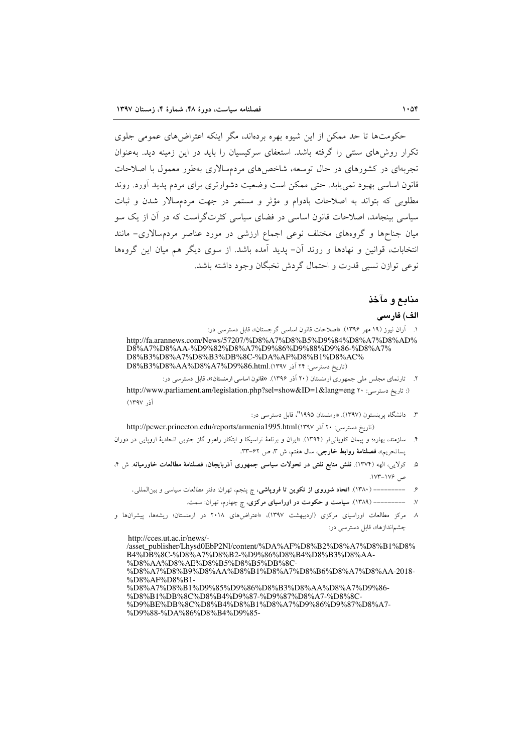حکومت‌ها تا حد ممکن از این شیوه بهره برده‌اند، مگر اینکه اعتراض‌های عمومی جلوی تکرار روش‌های سنتی را گرفته باشد. استعفای سرکیسیان را باید در این زمینه دید. به‌عنوان تجربه‌ای در کشورهای در حال توسعه، شاخص‌های مردم‌سالاری به‌طور معمول با اصلاحات قانون اساسی بهبود نمی‌یابد. حتی ممکن است وضعیت دشوارتری برای مردم پدید آورد. روند مطلوبی که بتواند به اصلاحات بادوام و مؤثر و مستمر در جهت مردم‌سالار شدن و ثبات سیاسی بینجامد، اصلاحات قانون اساسی در فضای سیاسی کثرت‌گراست که در آن از یک سو میان جناح‌ها و گروه‌های مختلف نوعی اجماع ارزشی در مورد عناصر مردم‌سالاری- مانند انتخابات، قوانین و نهادها و روند آن- پدید آمده باشد. از سوی دیگر هم میان این گروه‌ها نوعی توازن نسبی قدرت و احتمال گردش نخبگان وجود داشته باشد.

## منابع و مآخذ

### الف) فارسی

۱. آران نیوز (۱۹ مهر ۱۳۹۶). «اصلاحات قانون اساسی گرجستان»، قابل دسترسی در:
http://fa.arannews.com/News/57207/%D8%A7%D8%B5%D9%84%D8%A7%D8%AD%D8%A7%D8%AA-%D9%82%D8%A7%D9%86%D9%88%D9%86-%D8%A7%D8%B3%D8%A7%D8%B3%DB%8C-%DA%AF%D8%B1%D8%AC%D8%B3%D8%AA%D8%A7%D9%86.html. (تاریخ دسترسی: ۲۴ آذر ۱۳۹۷)

۲. تارنمای مجلس ملی جمهوری ارمنستان (۲۰ آذر ۱۳۹۶). «قانون اساسی ارمنستان»، قابل دسترسی در:
http://www.parliament.am/legislation.php?sel=show&ID=1&lang=eng (: تاریخ دسترسی: ۲۰ آذر ۱۳۹۷)

۳. دانشگاه پرینستون (۱۳۹۷). «ارمنستان ۱۹۹۵"، قابل دسترسی در:
http://pcwcr.princeton.edu/reports/armenia1995.html (تاریخ دسترسی: ۲۰ آذر ۱۳۹۷)

۴. سازمند، بهاره؛ و پیمان کاویانی‌فر (۱۳۹۴). «ایران و برنامهٔ تراسیکا و ابتکار راهرو گاز جنوبی اتحادیهٔ اروپایی در دوران پساتحریم»، **فصلنامهٔ روابط خارجی**، سال هفتم، ش ۳، ص ۶۲-۳۳.

۵. کولایی، الهه (۱۳۷۴). **نقش منابع نفتی در تحولات سیاسی جمهوری آذربایجان، فصلنامهٔ مطالعات خاورمیانه**. ش ۴، ص ۱۷۶-۱۷۳.

۶. --------- (۱۳۸۰). **اتحاد شوروی از تکوین تا فروپاشی**، چ پنجم، تهران: دفتر مطالعات سیاسی و بین‌المللی.

۷. --------- (۱۳۸۹). **سیاست و حکومت در اوراسیای مرکزی**، چ چهارم، تهران: سمت.

۸. مرکز مطالعات اوراسیای مرکزی (اردیبهشت ۱۳۹۷)، «اعتراض‌های ۲۰۱۸ در ارمنستان؛ ریشه‌ها، پیشران‌ها و چشم‌اندازها»، قابل دسترسی در:
http://cces.ut.ac.ir/news/-/asset_publisher/Lhysd0EbP2Nl/content/%DA%AF%D8%B2%D8%A7%D8%B1%D8%B4%DB%8C-%D8%A7%D8%B2-%D9%86%D8%B4%D8%B3%D8%AA-%D8%AA%D8%AE%D8%B5%D8%B5%DB%8C-%D8%A7%D8%B9%D8%AA%D8%B1%D8%A7%D8%B6%D8%A7%D8%AA-2018-%D8%AF%D8%B1-%D8%A7%D8%B1%D9%85%D9%86%D8%B3%D8%AA%D8%A7%D9%86-%D8%B1%DB%8C%D8%B4%D9%87-%D9%87%D8%A7-%D8%8C-%D9%BE%DB%8C%D8%B4%D8%B1%D8%A7%D9%86%D9%87%D8%A7-%D9%88-%DA%86%D8%B4%D9%85-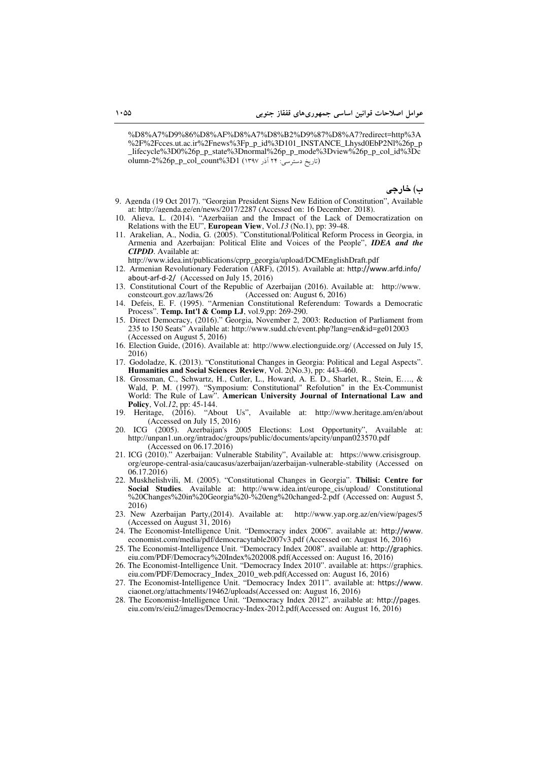%D8%A7%D9%86%D8%AF%D8%A7%D8%B2%D9%87%D8%A7?redirect=http%3A%2F%2Fcces.ut.ac.ir%2Fnews%3Fp_p_id%3D101_INSTANCE_Lhysd0EbP2Nl%26p_p_lifecycle%3D0%26p_p_state%3Dnormal%26p_p_mode%3Dview%26p_p_col_id%3Dcolumn-2%26p_p_col_count%3D1 (تاریخ دسترسی: ۲۴ آذر ۱۳۹۷)

## ب) خارجی

9. Agenda (19 Oct 2017). "Georgian President Signs New Edition of Constitution", Available at: http://agenda.ge/en/news/2017/2287 (Accessed on: 16 December. 2018).
10. Alieva, L. (2014). "Azerbaijan and the Impact of the Lack of Democratization on Relations with the EU", **European View**, Vol.*13* (No.1), pp: 39-48.
11. Arakelian, A., Nodia, G. (2005). "Constitutional/Political Reform Process in Georgia, in Armenia and Azerbaijan: Political Elite and Voices of the People", ***IDEA and the CIPDD***. Available at: http://www.idea.int/publications/cprp_georgia/upload/DCMEnglishDraft.pdf
12. Armenian Revolutionary Federation (ARF), (2015). Available at: http://www.arfd.info/about-arf-d-2/ (Accessed on July 15, 2016)
13. Constitutional Court of the Republic of Azerbaijan (2016). Available at: http://www.constcourt.gov.az/laws/26 (Accessed on: August 6, 2016)
14. Defeis, E. F. (1995). "Armenian Constitutional Referendum: Towards a Democratic Process". **Temp. Int'l & Comp LJ**, vol.9,pp: 269-290.
15. Direct Democracy, (2016)." Georgia, November 2, 2003: Reduction of Parliament from 235 to 150 Seats" Available at: http://www.sudd.ch/event.php?lang=en&id=ge012003 (Accessed on August 5, 2016)
16. Election Guide, (2016). Available at: http://www.electionguide.org/ (Accessed on July 15, 2016)
17. Godoladze, K. (2013). "Constitutional Changes in Georgia: Political and Legal Aspects". **Humanities and Social Sciences Review**, Vol. 2(No.3), pp: 443–460.
18. Grossman, C., Schwartz, H., Cutler, L., Howard, A. E. D., Sharlet, R., Stein, E…., & Wald, P. M. (1997). "Symposium: Constitutional" Refolution" in the Ex-Communist World: The Rule of Law". **American University Journal of International Law and Policy**, Vol.*12*, pp: 45-144.
19. Heritage, (2016). "About Us", Available at: http://www.heritage.am/en/about (Accessed on July 15, 2016)
20. ICG (2005). Azerbaijan's 2005 Elections: Lost Opportunity", Available at: http://unpan1.un.org/intradoc/groups/public/documents/apcity/unpan023570.pdf (Accessed on 06.17.2016)
21. ICG (2010)." Azerbaijan: Vulnerable Stability", Available at: https://www.crisisgroup.org/europe-central-asia/caucasus/azerbaijan/azerbaijan-vulnerable-stability (Accessed on 06.17.2016)
22. Muskhelishvili, M. (2005). "Constitutional Changes in Georgia". **Tbilisi: Centre for Social Studies**. Available at: http://www.idea.int/europe_cis/upload/ Constitutional%20Changes%20in%20Georgia%20-%20eng%20changed-2.pdf (Accessed on: August 5, 2016)
23. New Azerbaijan Party,(2014). Available at: http://www.yap.org.az/en/view/pages/5 (Accessed on August 31, 2016)
24. The Economist-Intelligence Unit. "Democracy index 2006". available at: http://www.economist.com/media/pdf/democracytable2007v3.pdf (Accessed on: August 16, 2016)
25. The Economist-Intelligence Unit. "Democracy Index 2008". available at: http://graphics.eiu.com/PDF/Democracy%20Index%202008.pdf(Accessed on: August 16, 2016)
26. The Economist-Intelligence Unit. "Democracy Index 2010". available at: https://graphics.eiu.com/PDF/Democracy_Index_2010_web.pdf(Accessed on: August 16, 2016)
27. The Economist-Intelligence Unit. "Democracy Index 2011". available at: https://www.ciaonet.org/attachments/19462/uploads(Accessed on: August 16, 2016)
28. The Economist-Intelligence Unit. "Democracy Index 2012". available at: http://pages.eiu.com/rs/eiu2/images/Democracy-Index-2012.pdf(Accessed on: August 16, 2016)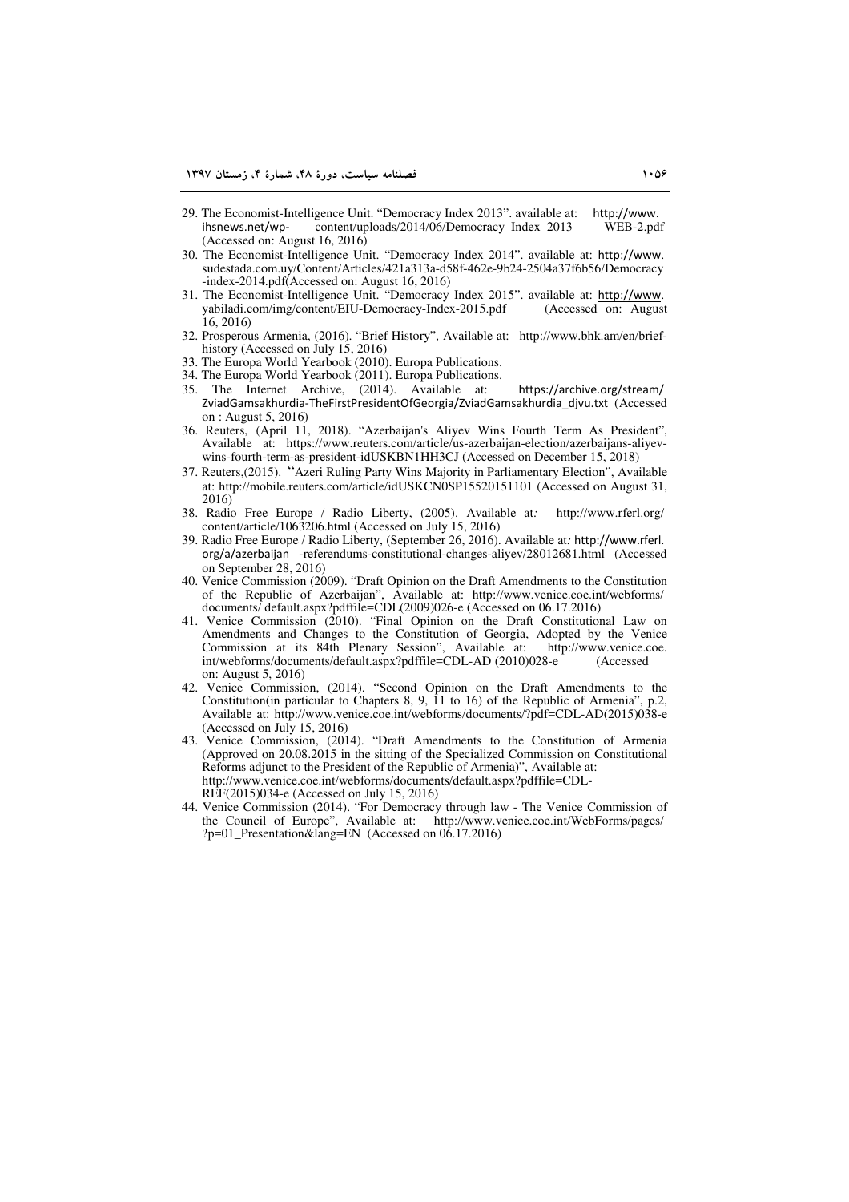29. The Economist-Intelligence Unit. "Democracy Index 2013". available at: http://www.ihsnews.net/wp-content/uploads/2014/06/Democracy_Index_2013_WEB-2.pdf (Accessed on: August 16, 2016)
30. The Economist-Intelligence Unit. "Democracy Index 2014". available at: http://www.sudestada.com.uy/Content/Articles/421a313a-d58f-462e-9b24-2504a37f6b56/Democracy-index-2014.pdf(Accessed on: August 16, 2016)
31. The Economist-Intelligence Unit. "Democracy Index 2015". available at: http://www.yabiladi.com/img/content/EIU-Democracy-Index-2015.pdf (Accessed on: August 16, 2016)
32. Prosperous Armenia, (2016). "Brief History", Available at: http://www.bhk.am/en/brief-history (Accessed on July 15, 2016)
33. The Europa World Yearbook (2010). Europa Publications.
34. The Europa World Yearbook (2011). Europa Publications.
35. The Internet Archive, (2014). Available at: https://archive.org/stream/ZviadGamsakhurdia-TheFirstPresidentOfGeorgia/ZviadGamsakhurdia_djvu.txt (Accessed on : August 5, 2016)
36. Reuters, (April 11, 2018). "Azerbaijan's Aliyev Wins Fourth Term As President", Available at: https://www.reuters.com/article/us-azerbaijan-election/azerbaijans-aliyev-wins-fourth-term-as-president-idUSKBN1HH3CJ (Accessed on December 15, 2018)
37. Reuters,(2015). "Azeri Ruling Party Wins Majority in Parliamentary Election", Available at: http://mobile.reuters.com/article/idUSKCN0SP15520151101 (Accessed on August 31, 2016)
38. Radio Free Europe / Radio Liberty, (2005). Available at: http://www.rferl.org/content/article/1063206.html (Accessed on July 15, 2016)
39. Radio Free Europe / Radio Liberty, (September 26, 2016). Available at: http://www.rferl.org/a/azerbaijan -referendums-constitutional-changes-aliyev/28012681.html (Accessed on September 28, 2016)
40. Venice Commission (2009). "Draft Opinion on the Draft Amendments to the Constitution of the Republic of Azerbaijan", Available at: http://www.venice.coe.int/webforms/documents/ default.aspx?pdffile=CDL(2009)026-e (Accessed on 06.17.2016)
41. Venice Commission (2010). "Final Opinion on the Draft Constitutional Law on Amendments and Changes to the Constitution of Georgia, Adopted by the Venice Commission at its 84th Plenary Session", Available at: http://www.venice.coe.int/webforms/documents/default.aspx?pdffile=CDL-AD (2010)028-e (Accessed on: August 5, 2016)
42. Venice Commission, (2014). "Second Opinion on the Draft Amendments to the Constitution(in particular to Chapters 8, 9, 11 to 16) of the Republic of Armenia", p.2, Available at: http://www.venice.coe.int/webforms/documents/?pdf=CDL-AD(2015)038-e (Accessed on July 15, 2016)
43. Venice Commission, (2014). "Draft Amendments to the Constitution of Armenia (Approved on 20.08.2015 in the sitting of the Specialized Commission on Constitutional Reforms adjunct to the President of the Republic of Armenia)", Available at: http://www.venice.coe.int/webforms/documents/default.aspx?pdffile=CDL-REF(2015)034-e (Accessed on July 15, 2016)
44. Venice Commission (2014). "For Democracy through law - The Venice Commission of the Council of Europe", Available at: http://www.venice.coe.int/WebForms/pages/?p=01_Presentation&lang=EN (Accessed on 06.17.2016)